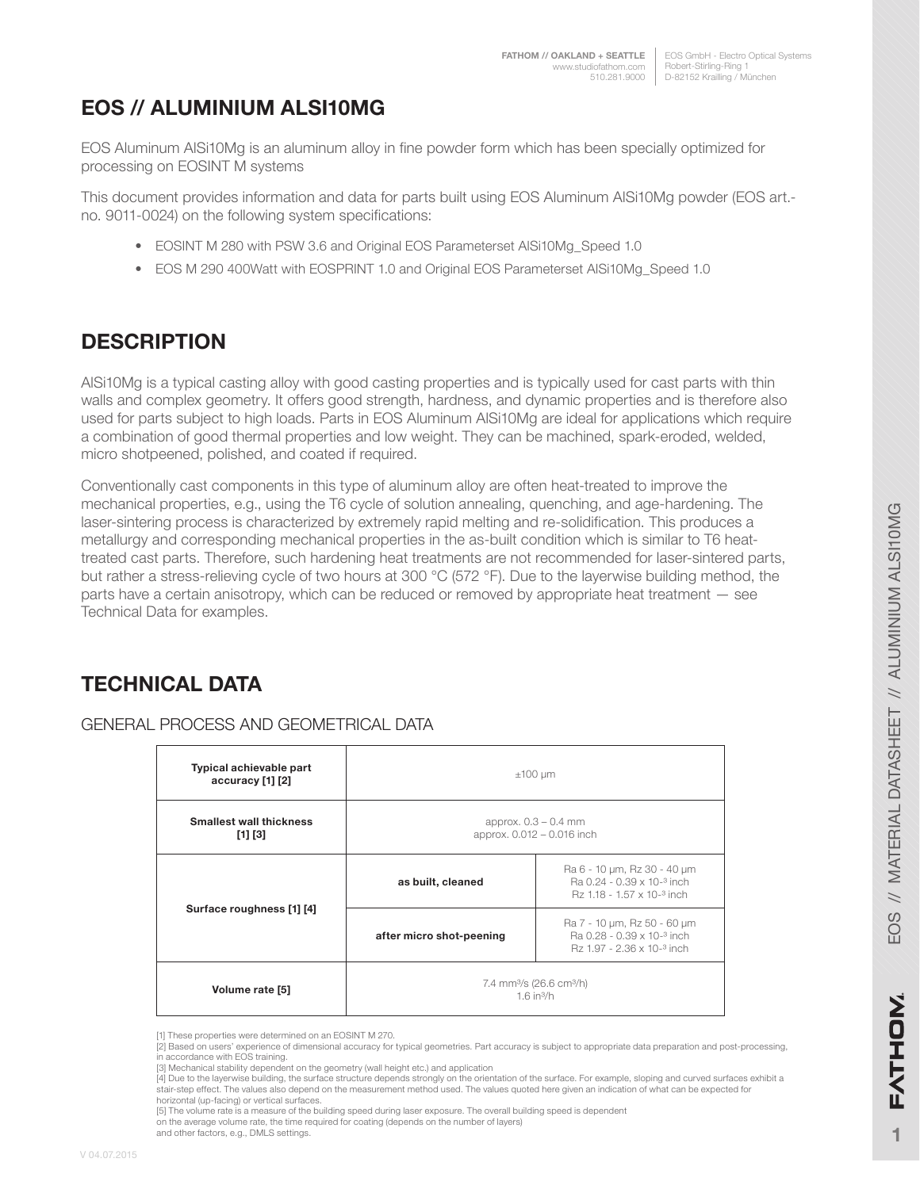# EOS // ALUMINIUM ALSI10MG

EOS Aluminum AlSi10Mg is an aluminum alloy in fine powder form which has been specially optimized for processing on EOSINT M systems

This document provides information and data for parts built using EOS Aluminum AlSi10Mg powder (EOS art.-no. 9011-0024) on the following system specifications:

- EOSINT M 280 with PSW 3.6 and Original EOS Parameterset AlSi10Mg_Speed 1.0
- EOS M 290 400Watt with EOSPRINT 1.0 and Original EOS Parameterset AlSi10Mg_Speed 1.0

## DESCRIPTION

AlSi10Mg is a typical casting alloy with good casting properties and is typically used for cast parts with thin walls and complex geometry. It offers good strength, hardness, and dynamic properties and is therefore also used for parts subject to high loads. Parts in EOS Aluminum AlSi10Mg are ideal for applications which require a combination of good thermal properties and low weight. They can be machined, spark-eroded, welded, micro shotpeened, polished, and coated if required.

Conventionally cast components in this type of aluminum alloy are often heat-treated to improve the mechanical properties, e.g., using the T6 cycle of solution annealing, quenching, and age-hardening. The laser-sintering process is characterized by extremely rapid melting and re-solidification. This produces a metallurgy and corresponding mechanical properties in the as-built condition which is similar to T6 heat-treated cast parts. Therefore, such hardening heat treatments are not recommended for laser-sintered parts, but rather a stress-relieving cycle of two hours at 300 °C (572 °F). Due to the layerwise building method, the parts have a certain anisotropy, which can be reduced or removed by appropriate heat treatment — see Technical Data for examples.

## TECHNICAL DATA

### GENERAL PROCESS AND GEOMETRICAL DATA

| | | |
|---|---|---|
| **Typical achievable part accuracy [1] [2]** | ±100 µm | |
| **Smallest wall thickness [1] [3]** | approx. 0.3 – 0.4 mm<br>approx. 0.012 – 0.016 inch | |
| **Surface roughness [1] [4]** | **as built, cleaned** | Ra 6 - 10 µm, Rz 30 - 40 µm<br>Ra 0.24 - 0.39 x $10^{-3}$ inch<br>Rz 1.18 - 1.57 x $10^{-3}$ inch |
| | **after micro shot-peening** | Ra 7 - 10 µm, Rz 50 - 60 µm<br>Ra 0.28 - 0.39 x $10^{-3}$ inch<br>Rz 1.97 - 2.36 x $10^{-3}$ inch |
| **Volume rate [5]** | 7.4 mm³/s (26.6 cm³/h)<br>1.6 in³/h | |

[1] These properties were determined on an EOSINT M 270.
[2] Based on users' experience of dimensional accuracy for typical geometries. Part accuracy is subject to appropriate data preparation and post-processing, in accordance with EOS training.
[3] Mechanical stability dependent on the geometry (wall height etc.) and application
[4] Due to the layerwise building, the surface structure depends strongly on the orientation of the surface. For example, sloping and curved surfaces exhibit a stair-step effect. The values also depend on the measurement method used. The values quoted here given an indication of what can be expected for horizontal (up-facing) or vertical surfaces.
[5] The volume rate is a measure of the building speed during laser exposure. The overall building speed is dependent on the average volume rate, the time required for coating (depends on the number of layers) and other factors, e.g., DMLS settings.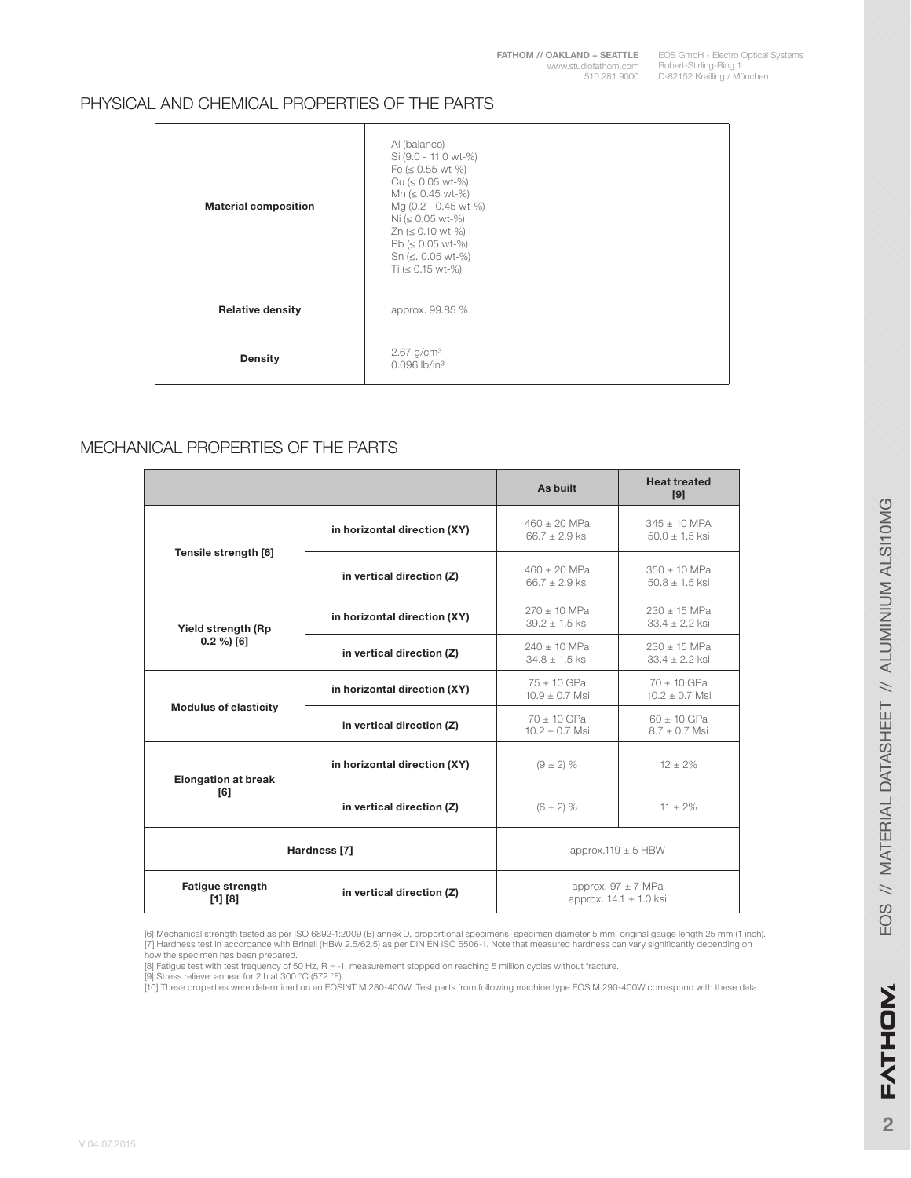## PHYSICAL AND CHEMICAL PROPERTIES OF THE PARTS

| | |
|---|---|
| **Material composition** | Al (balance)<br>Si (9.0 - 11.0 wt-%)<br>Fe (≤ 0.55 wt-%)<br>Cu (≤ 0.05 wt-%)<br>Mn (≤ 0.45 wt-%)<br>Mg (0.2 - 0.45 wt-%)<br>Ni (≤ 0.05 wt-%)<br>Zn (≤ 0.10 wt-%)<br>Pb (≤ 0.05 wt-%)<br>Sn (≤. 0.05 wt-%)<br>Ti (≤ 0.15 wt-%) |
| **Relative density** | approx. 99.85 % |
| **Density** | 2.67 g/cm³<br>0.096 lb/in³ |

## MECHANICAL PROPERTIES OF THE PARTS

| | | As built | Heat treated [9] |
|---|---|---|---|
| **Tensile strength [6]** | **in horizontal direction (XY)** | 460 ± 20 MPa<br>66.7 ± 2.9 ksi | 345 ± 10 MPA<br>50.0 ± 1.5 ksi |
| | **in vertical direction (Z)** | 460 ± 20 MPa<br>66.7 ± 2.9 ksi | 350 ± 10 MPa<br>50.8 ± 1.5 ksi |
| **Yield strength (Rp 0.2 %) [6]** | **in horizontal direction (XY)** | 270 ± 10 MPa<br>39.2 ± 1.5 ksi | 230 ± 15 MPa<br>33.4 ± 2.2 ksi |
| | **in vertical direction (Z)** | 240 ± 10 MPa<br>34.8 ± 1.5 ksi | 230 ± 15 MPa<br>33.4 ± 2.2 ksi |
| **Modulus of elasticity** | **in horizontal direction (XY)** | 75 ± 10 GPa<br>10.9 ± 0.7 Msi | 70 ± 10 GPa<br>10.2 ± 0.7 Msi |
| | **in vertical direction (Z)** | 70 ± 10 GPa<br>10.2 ± 0.7 Msi | 60 ± 10 GPa<br>8.7 ± 0.7 Msi |
| **Elongation at break [6]** | **in horizontal direction (XY)** | (9 ± 2) % | 12 ± 2% |
| | **in vertical direction (Z)** | (6 ± 2) % | 11 ± 2% |
| **Hardness [7]** | | approx.119 ± 5 HBW | |
| **Fatigue strength [1] [8]** | **in vertical direction (Z)** | approx. 97 ± 7 MPa<br>approx. 14.1 ± 1.0 ksi | |

[6] Mechanical strength tested as per ISO 6892-1:2009 (B) annex D, proportional specimens, specimen diameter 5 mm, original gauge length 25 mm (1 inch).
[7] Hardness test in accordance with Brinell (HBW 2.5/62.5) as per DIN EN ISO 6506-1. Note that measured hardness can vary significantly depending on how the specimen has been prepared.
[8] Fatigue test with test frequency of 50 Hz, R = -1, measurement stopped on reaching 5 million cycles without fracture.
[9] Stress relieve: anneal for 2 h at 300 °C (572 °F).
[10] These properties were determined on an EOSINT M 280-400W. Test parts from following machine type EOS M 290-400W correspond with these data.

V 04.07.2015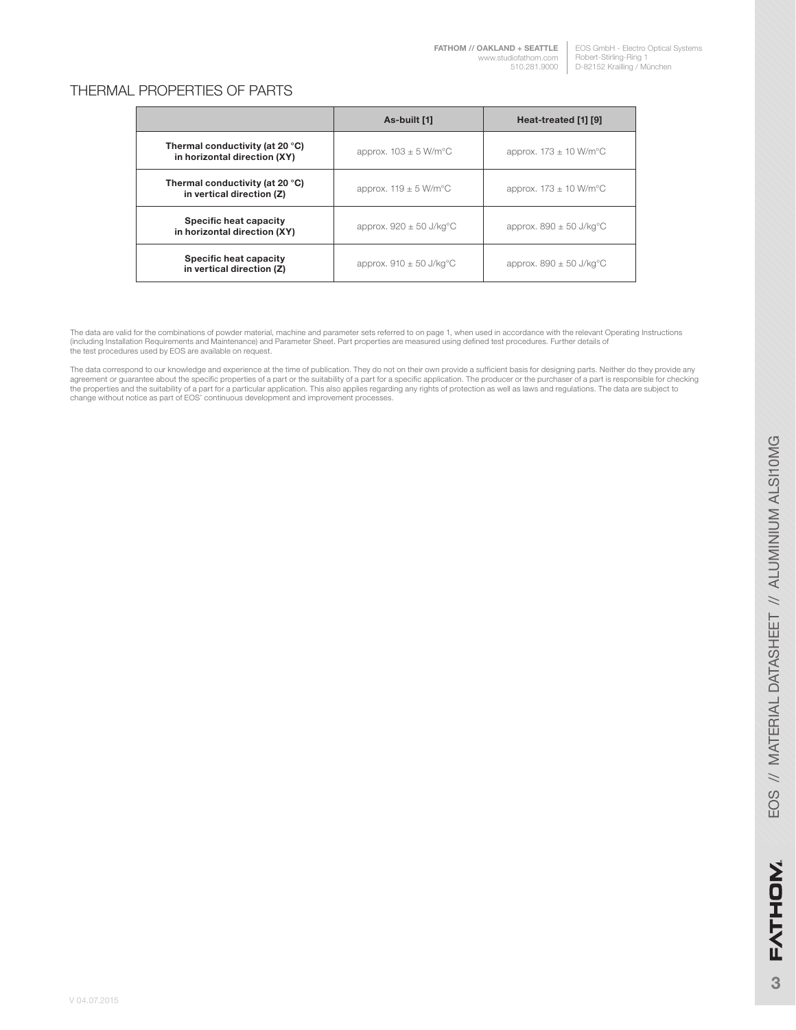## THERMAL PROPERTIES OF PARTS

| | As-built [1] | Heat-treated [1] [9] |
|---|---|---|
| **Thermal conductivity (at 20 °C) in horizontal direction (XY)** | approx. 103 ± 5 W/m°C | approx. 173 ± 10 W/m°C |
| **Thermal conductivity (at 20 °C) in vertical direction (Z)** | approx. 119 ± 5 W/m°C | approx. 173 ± 10 W/m°C |
| **Specific heat capacity in horizontal direction (XY)** | approx. 920 ± 50 J/kg°C | approx. 890 ± 50 J/kg°C |
| **Specific heat capacity in vertical direction (Z)** | approx. 910 ± 50 J/kg°C | approx. 890 ± 50 J/kg°C |

The data are valid for the combinations of powder material, machine and parameter sets referred to on page 1, when used in accordance with the relevant Operating Instructions (including Installation Requirements and Maintenance) and Parameter Sheet. Part properties are measured using defined test procedures. Further details of the test procedures used by EOS are available on request.

The data correspond to our knowledge and experience at the time of publication. They do not on their own provide a sufficient basis for designing parts. Neither do they provide any agreement or guarantee about the specific properties of a part or the suitability of a part for a specific application. The producer or the purchaser of a part is responsible for checking the properties and the suitability of a part for a particular application. This also applies regarding any rights of protection as well as laws and regulations. The data are subject to change without notice as part of EOS' continuous development and improvement processes.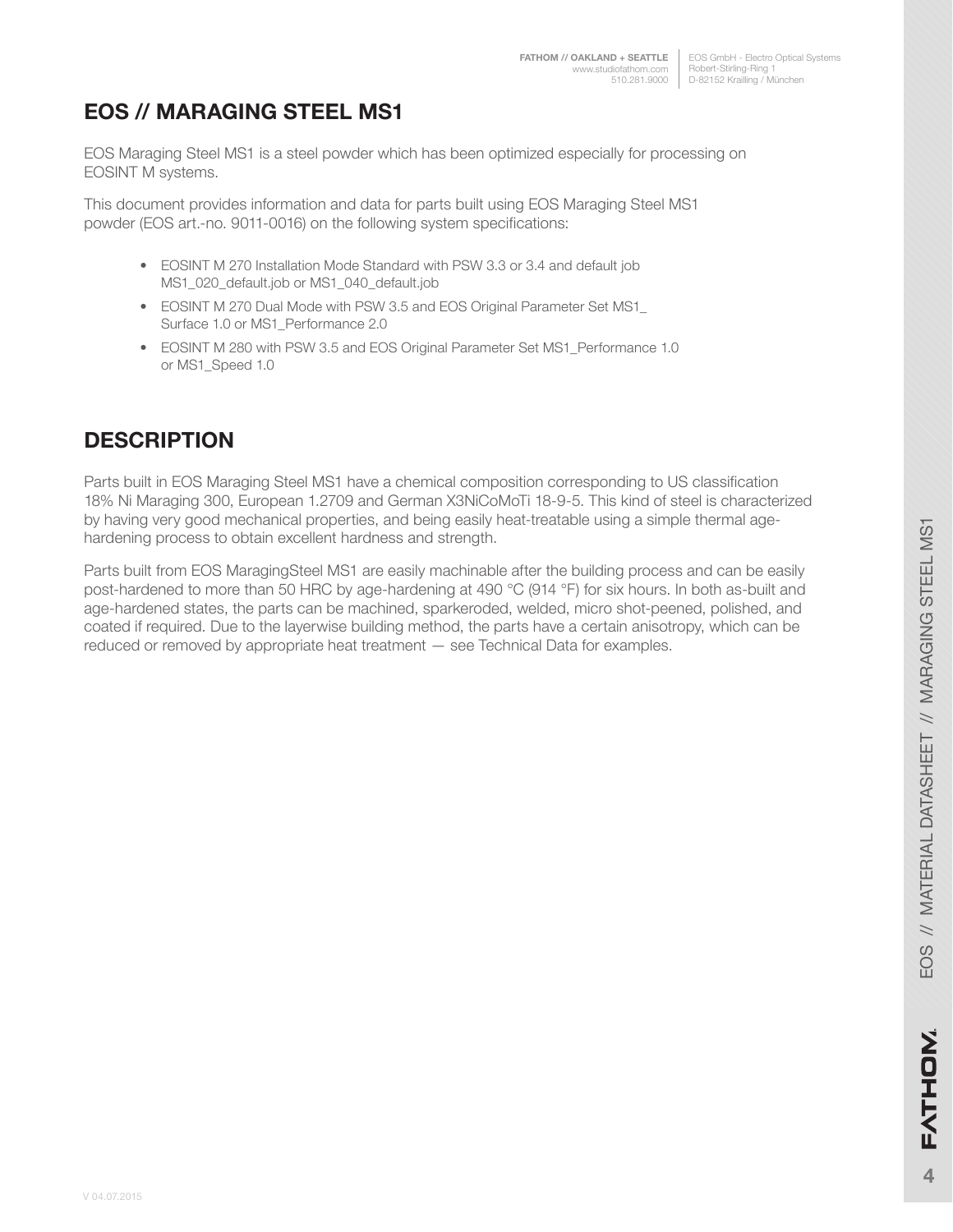# EOS // MARAGING STEEL MS1

EOS Maraging Steel MS1 is a steel powder which has been optimized especially for processing on EOSINT M systems.

This document provides information and data for parts built using EOS Maraging Steel MS1 powder (EOS art.-no. 9011-0016) on the following system specifications:

- EOSINT M 270 Installation Mode Standard with PSW 3.3 or 3.4 and default job MS1_020_default.job or MS1_040_default.job
- EOSINT M 270 Dual Mode with PSW 3.5 and EOS Original Parameter Set MS1_Surface 1.0 or MS1_Performance 2.0
- EOSINT M 280 with PSW 3.5 and EOS Original Parameter Set MS1_Performance 1.0 or MS1_Speed 1.0

## DESCRIPTION

Parts built in EOS Maraging Steel MS1 have a chemical composition corresponding to US classification 18% Ni Maraging 300, European 1.2709 and German X3NiCoMoTi 18-9-5. This kind of steel is characterized by having very good mechanical properties, and being easily heat-treatable using a simple thermal age-hardening process to obtain excellent hardness and strength.

Parts built from EOS MaragingSteel MS1 are easily machinable after the building process and can be easily post-hardened to more than 50 HRC by age-hardening at 490 °C (914 °F) for six hours. In both as-built and age-hardened states, the parts can be machined, sparkeroded, welded, micro shot-peened, polished, and coated if required. Due to the layerwise building method, the parts have a certain anisotropy, which can be reduced or removed by appropriate heat treatment — see Technical Data for examples.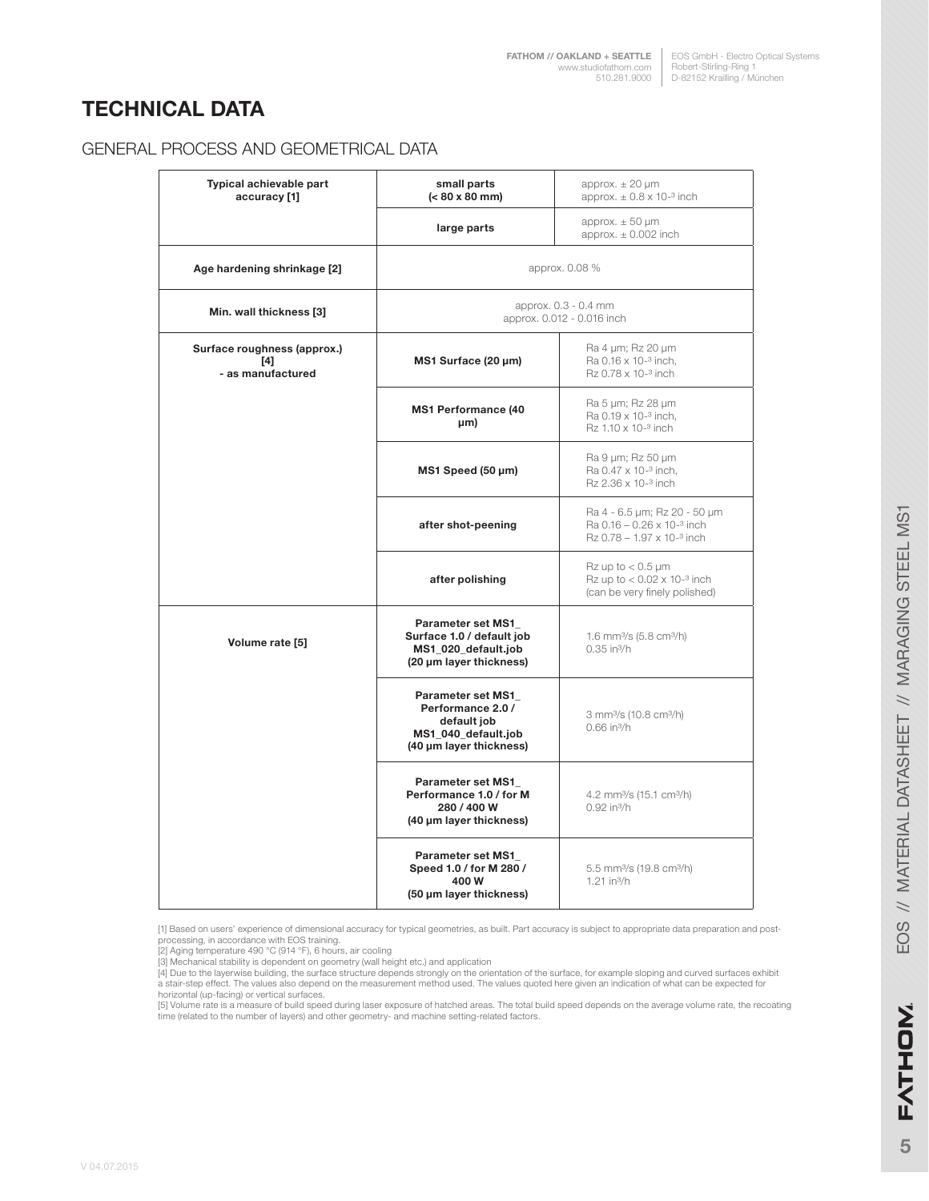# TECHNICAL DATA

## GENERAL PROCESS AND GEOMETRICAL DATA

| | | |
|---|---|---|
| **Typical achievable part accuracy [1]** | **small parts (< 80 x 80 mm)** | approx. ± 20 µm<br>approx. ± 0.8 x $10^{-3}$ inch |
| | **large parts** | approx. ± 50 µm<br>approx. ± 0.002 inch |
| **Age hardening shrinkage [2]** | approx. 0.08 % | |
| **Min. wall thickness [3]** | approx. 0.3 - 0.4 mm<br>approx. 0.012 - 0.016 inch | |
| **Surface roughness (approx.) [4] - as manufactured** | **MS1 Surface (20 µm)** | Ra 4 µm; Rz 20 µm<br>Ra 0.16 x $10^{-3}$ inch,<br>Rz 0.78 x $10^{-3}$ inch |
| | **MS1 Performance (40 µm)** | Ra 5 µm; Rz 28 µm<br>Ra 0.19 x $10^{-3}$ inch,<br>Rz 1.10 x $10^{-3}$ inch |
| | **MS1 Speed (50 µm)** | Ra 9 µm; Rz 50 µm<br>Ra 0.47 x $10^{-3}$ inch,<br>Rz 2.36 x $10^{-3}$ inch |
| | **after shot-peening** | Ra 4 - 6.5 µm; Rz 20 - 50 µm<br>Ra 0.16 – 0.26 x $10^{-3}$ inch<br>Rz 0.78 – 1.97 x $10^{-3}$ inch |
| | **after polishing** | Rz up to < 0.5 µm<br>Rz up to < 0.02 x $10^{-3}$ inch<br>(can be very finely polished) |
| **Volume rate [5]** | **Parameter set MS1_ Surface 1.0 / default job MS1_020_default.job (20 µm layer thickness)** | 1.6 mm³/s (5.8 cm³/h)<br>0.35 in³/h |
| | **Parameter set MS1_ Performance 2.0 / default job MS1_040_default.job (40 µm layer thickness)** | 3 mm³/s (10.8 cm³/h)<br>0.66 in³/h |
| | **Parameter set MS1_ Performance 1.0 / for M 280 / 400 W (40 µm layer thickness)** | 4.2 mm³/s (15.1 cm³/h)<br>0.92 in³/h |
| | **Parameter set MS1_ Speed 1.0 / for M 280 / 400 W (50 µm layer thickness)** | 5.5 mm³/s (19.8 cm³/h)<br>1.21 in³/h |

[1] Based on users' experience of dimensional accuracy for typical geometries, as built. Part accuracy is subject to appropriate data preparation and post-processing, in accordance with EOS training.
[2] Aging temperature 490 °C (914 °F), 6 hours, air cooling
[3] Mechanical stability is dependent on geometry (wall height etc.) and application
[4] Due to the layerwise building, the surface structure depends strongly on the orientation of the surface, for example sloping and curved surfaces exhibit a stair-step effect. The values also depend on the measurement method used. The values quoted here given an indication of what can be expected for horizontal (up-facing) or vertical surfaces.
[5] Volume rate is a measure of build speed during laser exposure of hatched areas. The total build speed depends on the average volume rate, the recoating time (related to the number of layers) and other geometry- and machine setting-related factors.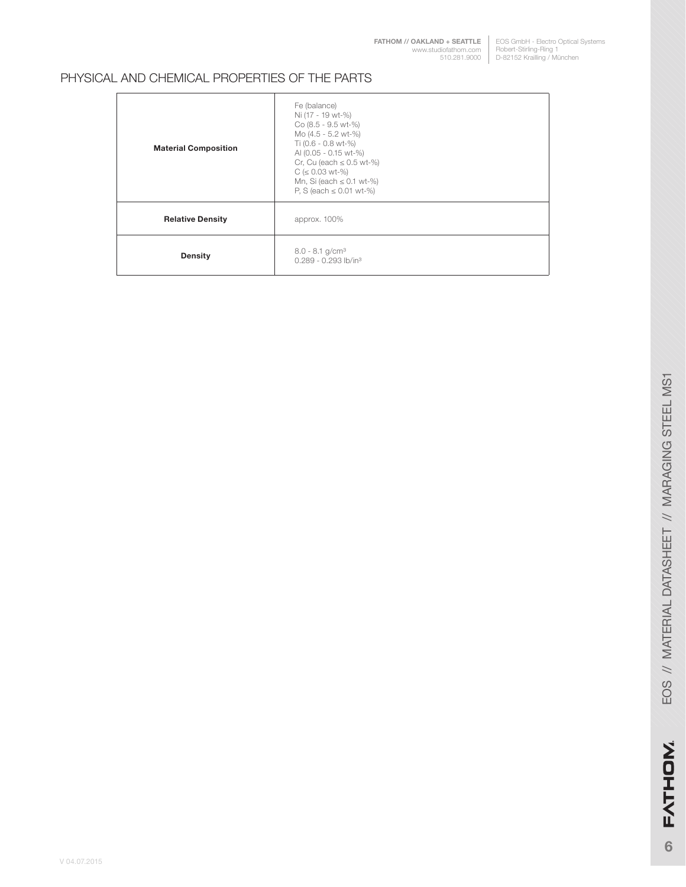## PHYSICAL AND CHEMICAL PROPERTIES OF THE PARTS

| | |
|---|---|
| **Material Composition** | Fe (balance)<br>Ni (17 - 19 wt-%)<br>Co (8.5 - 9.5 wt-%)<br>Mo (4.5 - 5.2 wt-%)<br>Ti (0.6 - 0.8 wt-%)<br>Al (0.05 - 0.15 wt-%)<br>Cr, Cu (each ≤ 0.5 wt-%)<br>C (≤ 0.03 wt-%)<br>Mn, Si (each ≤ 0.1 wt-%)<br>P, S (each ≤ 0.01 wt-%) |
| **Relative Density** | approx. 100% |
| **Density** | 8.0 - 8.1 g/cm$^3$<br>0.289 - 0.293 lb/in$^3$ |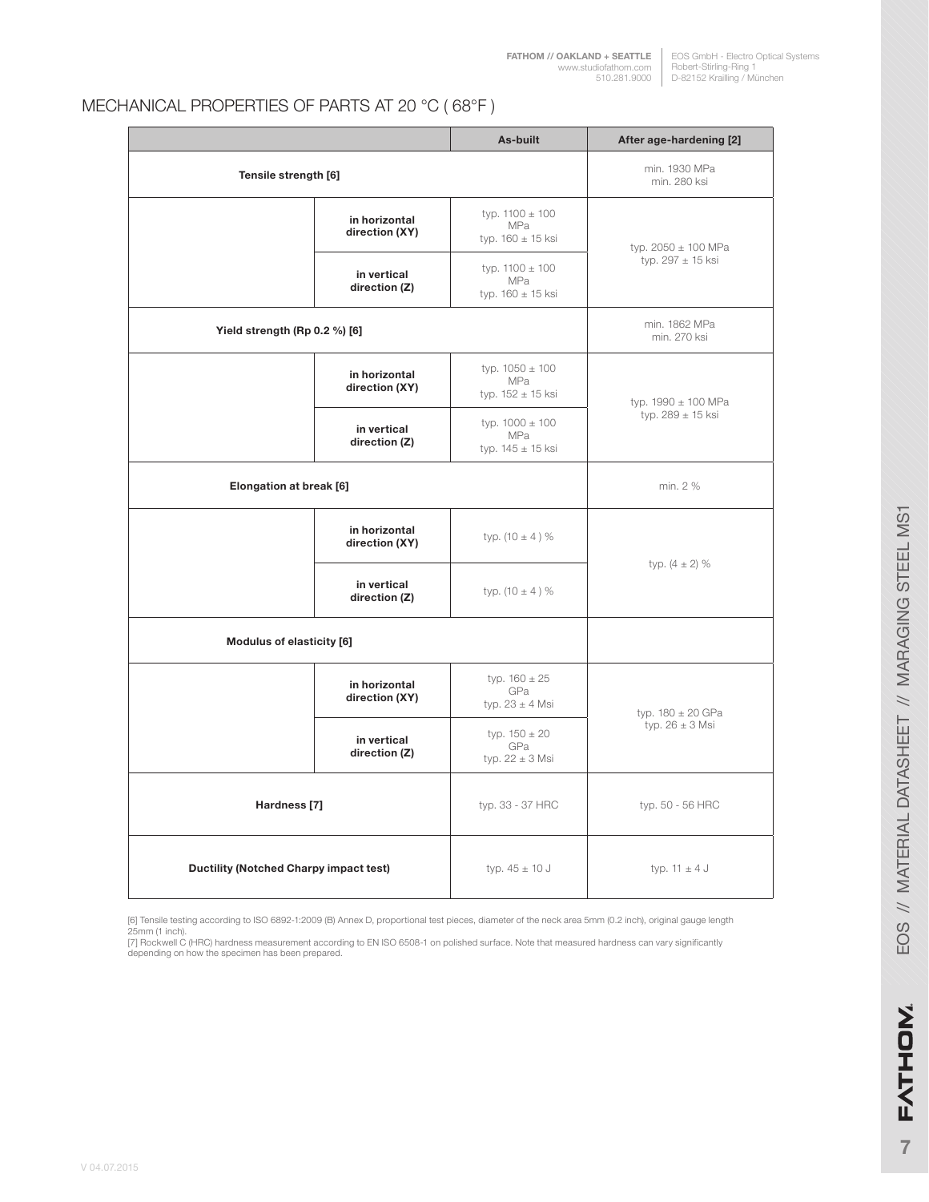## MECHANICAL PROPERTIES OF PARTS AT 20 °C ( 68°F )

| | | As-built | After age-hardening [2] |
|---|---|---|---|
| **Tensile strength [6]** | | | min. 1930 MPa<br>min. 280 ksi |
| | **in horizontal direction (XY)** | typ. 1100 ± 100 MPa<br>typ. 160 ± 15 ksi | typ. 2050 ± 100 MPa<br>typ. 297 ± 15 ksi |
| | **in vertical direction (Z)** | typ. 1100 ± 100 MPa<br>typ. 160 ± 15 ksi | |
| **Yield strength (Rp 0.2 %) [6]** | | | min. 1862 MPa<br>min. 270 ksi |
| | **in horizontal direction (XY)** | typ. 1050 ± 100 MPa<br>typ. 152 ± 15 ksi | typ. 1990 ± 100 MPa<br>typ. 289 ± 15 ksi |
| | **in vertical direction (Z)** | typ. 1000 ± 100 MPa<br>typ. 145 ± 15 ksi | |
| **Elongation at break [6]** | | | min. 2 % |
| | **in horizontal direction (XY)** | typ. (10 ± 4 ) % | typ. (4 ± 2) % |
| | **in vertical direction (Z)** | typ. (10 ± 4 ) % | |
| **Modulus of elasticity [6]** | | | |
| | **in horizontal direction (XY)** | typ. 160 ± 25 GPa<br>typ. 23 ± 4 Msi | typ. 180 ± 20 GPa<br>typ. 26 ± 3 Msi |
| | **in vertical direction (Z)** | typ. 150 ± 20 GPa<br>typ. 22 ± 3 Msi | |
| **Hardness [7]** | | typ. 33 - 37 HRC | typ. 50 - 56 HRC |
| **Ductility (Notched Charpy impact test)** | | typ. 45 ± 10 J | typ. 11 ± 4 J |

[6] Tensile testing according to ISO 6892-1:2009 (B) Annex D, proportional test pieces, diameter of the neck area 5mm (0.2 inch), original gauge length 25mm (1 inch).
[7] Rockwell C (HRC) hardness measurement according to EN ISO 6508-1 on polished surface. Note that measured hardness can vary significantly depending on how the specimen has been prepared.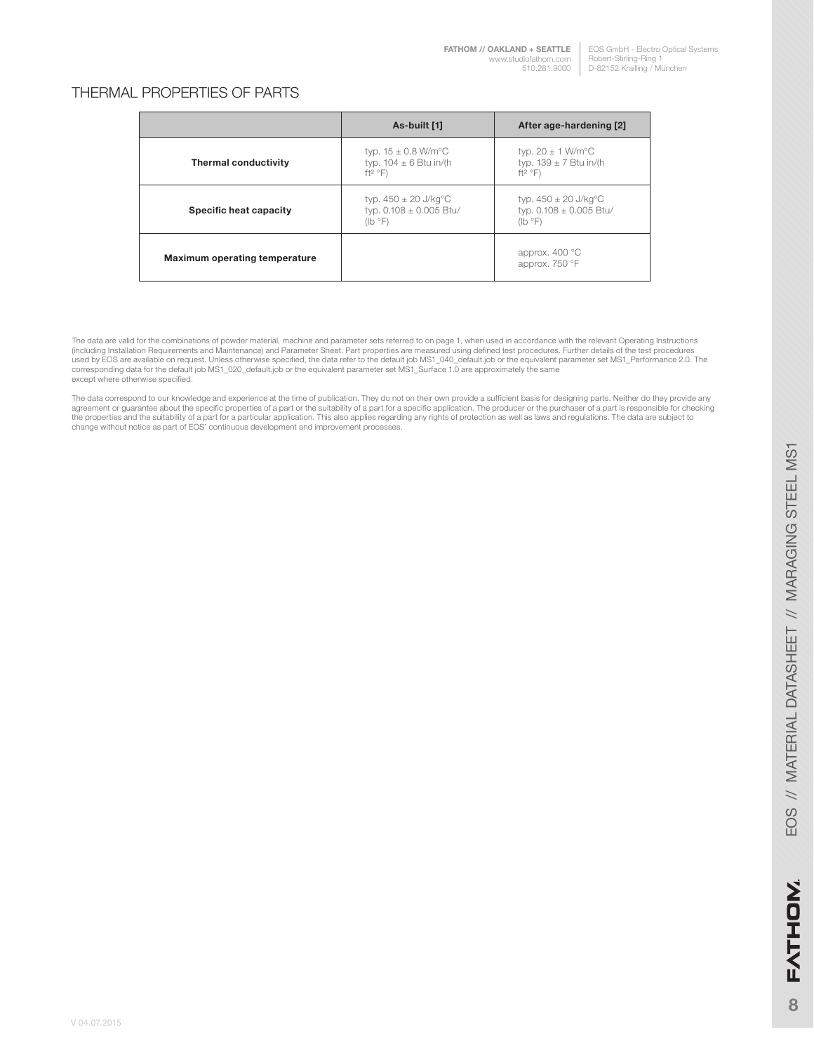## THERMAL PROPERTIES OF PARTS

| | As-built [1] | After age-hardening [2] |
|---|---|---|
| **Thermal conductivity** | typ. 15 ± 0.8 W/m°C<br>typ. 104 ± 6 Btu in/(h ft² °F) | typ. 20 ± 1 W/m°C<br>typ. 139 ± 7 Btu in/(h ft² °F) |
| **Specific heat capacity** | typ. 450 ± 20 J/kg°C<br>typ. 0.108 ± 0.005 Btu/(lb °F) | typ. 450 ± 20 J/kg°C<br>typ. 0.108 ± 0.005 Btu/(lb °F) |
| **Maximum operating temperature** | | approx. 400 °C<br>approx. 750 °F |

The data are valid for the combinations of powder material, machine and parameter sets referred to on page 1, when used in accordance with the relevant Operating Instructions (including Installation Requirements and Maintenance) and Parameter Sheet. Part properties are measured using defined test procedures. Further details of the test procedures used by EOS are available on request. Unless otherwise specified, the data refer to the default job MS1_040_default.job or the equivalent parameter set MS1_Performance 2.0. The corresponding data for the default job MS1_020_default.job or the equivalent parameter set MS1_Surface 1.0 are approximately the same except where otherwise specified.

The data correspond to our knowledge and experience at the time of publication. They do not on their own provide a sufficient basis for designing parts. Neither do they provide any agreement or guarantee about the specific properties of a part or the suitability of a part for a specific application. The producer or the purchaser of a part is responsible for checking the properties and the suitability of a part for a particular application. This also applies regarding any rights of protection as well as laws and regulations. The data are subject to change without notice as part of EOS' continuous development and improvement processes.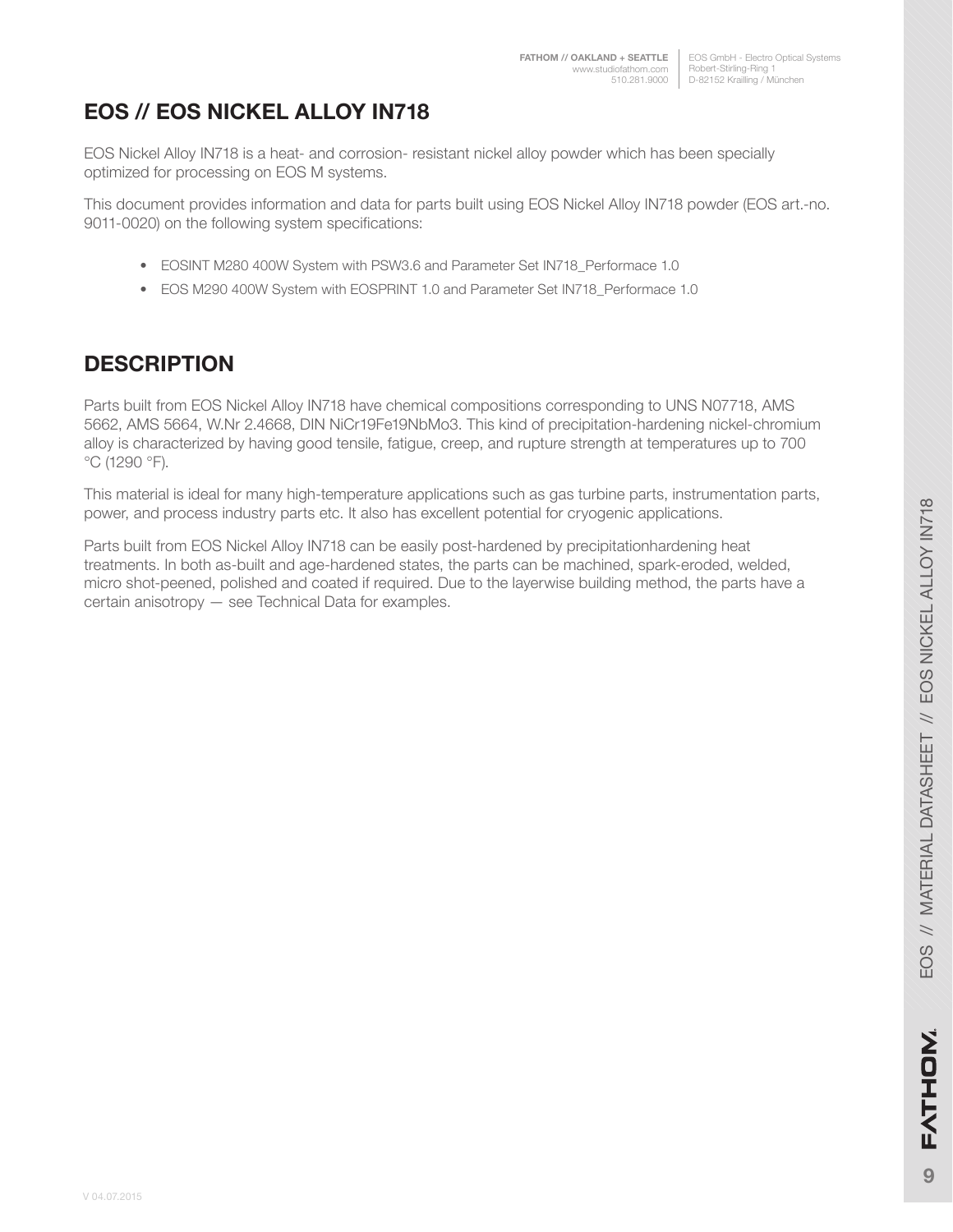# EOS // EOS NICKEL ALLOY IN718

EOS Nickel Alloy IN718 is a heat- and corrosion- resistant nickel alloy powder which has been specially optimized for processing on EOS M systems.

This document provides information and data for parts built using EOS Nickel Alloy IN718 powder (EOS art.-no. 9011-0020) on the following system specifications:

- EOSINT M280 400W System with PSW3.6 and Parameter Set IN718_Performace 1.0
- EOS M290 400W System with EOSPRINT 1.0 and Parameter Set IN718_Performace 1.0

## DESCRIPTION

Parts built from EOS Nickel Alloy IN718 have chemical compositions corresponding to UNS N07718, AMS 5662, AMS 5664, W.Nr 2.4668, DIN NiCr19Fe19NbMo3. This kind of precipitation-hardening nickel-chromium alloy is characterized by having good tensile, fatigue, creep, and rupture strength at temperatures up to 700 °C (1290 °F).

This material is ideal for many high-temperature applications such as gas turbine parts, instrumentation parts, power, and process industry parts etc. It also has excellent potential for cryogenic applications.

Parts built from EOS Nickel Alloy IN718 can be easily post-hardened by precipitationhardening heat treatments. In both as-built and age-hardened states, the parts can be machined, spark-eroded, welded, micro shot-peened, polished and coated if required. Due to the layerwise building method, the parts have a certain anisotropy — see Technical Data for examples.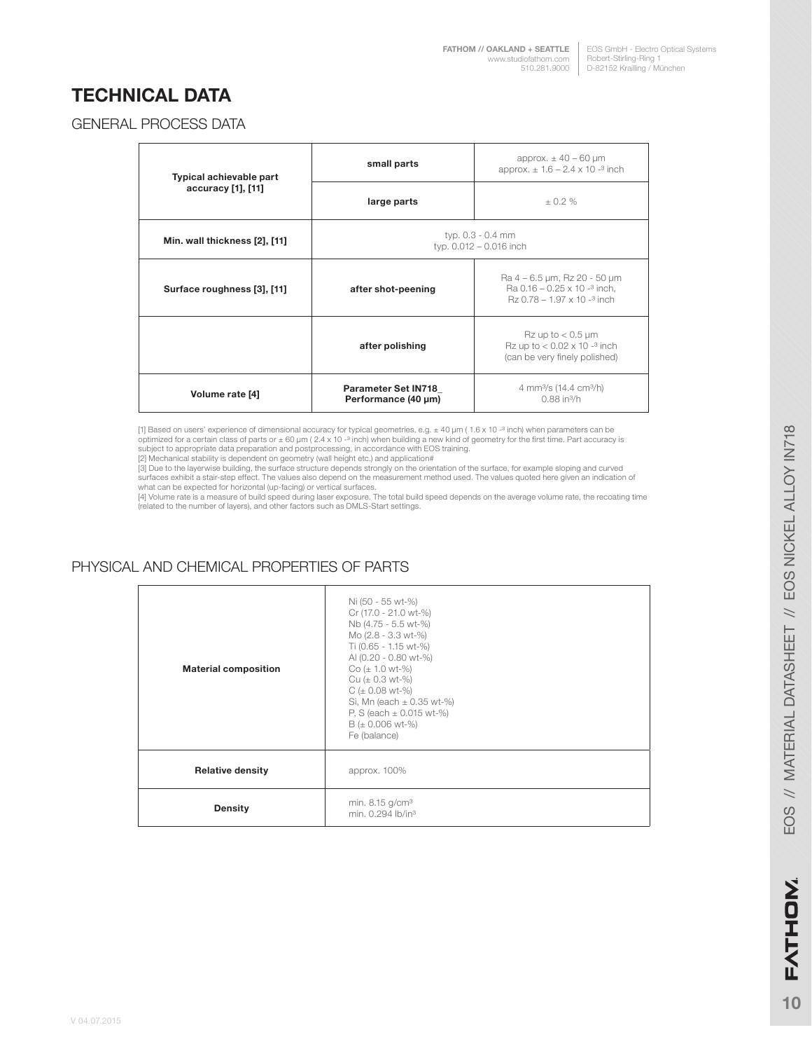# TECHNICAL DATA

## GENERAL PROCESS DATA

| | | |
|---|---|---|
| **Typical achievable part accuracy [1], [11]** | **small parts** | approx. ± 40 – 60 µm<br>approx. ± 1.6 – 2.4 x 10 $^{-3}$ inch |
| | **large parts** | ± 0.2 % |
| **Min. wall thickness [2], [11]** | typ. 0.3 - 0.4 mm<br>typ. 0.012 – 0.016 inch | |
| **Surface roughness [3], [11]** | **after shot-peening** | Ra 4 – 6.5 µm, Rz 20 - 50 µm<br>Ra 0.16 – 0.25 x 10 $^{-3}$ inch,<br>Rz 0.78 – 1.97 x 10 $^{-3}$ inch |
| | **after polishing** | Rz up to < 0.5 µm<br>Rz up to < 0.02 x 10 $^{-3}$ inch<br>(can be very finely polished) |
| **Volume rate [4]** | **Parameter Set IN718_ Performance (40 µm)** | 4 mm³/s (14.4 cm³/h)<br>0.88 in³/h |

[1] Based on users' experience of dimensional accuracy for typical geometries, e.g. ± 40 µm ( 1.6 x 10 $^{-3}$ inch) when parameters can be optimized for a certain class of parts or ± 60 µm ( 2.4 x 10 $^{-3}$ inch) when building a new kind of geometry for the first time. Part accuracy is subject to appropriate data preparation and postprocessing, in accordance with EOS training.

[2] Mechanical stability is dependent on geometry (wall height etc.) and application#

[3] Due to the layerwise building, the surface structure depends strongly on the orientation of the surface, for example sloping and curved surfaces exhibit a stair-step effect. The values also depend on the measurement method used. The values quoted here given an indication of what can be expected for horizontal (up-facing) or vertical surfaces.

[4] Volume rate is a measure of build speed during laser exposure. The total build speed depends on the average volume rate, the recoating time (related to the number of layers), and other factors such as DMLS-Start settings.

## PHYSICAL AND CHEMICAL PROPERTIES OF PARTS

| | |
|---|---|
| **Material composition** | Ni (50 - 55 wt-%)<br>Cr (17.0 - 21.0 wt-%)<br>Nb (4.75 - 5.5 wt-%)<br>Mo (2.8 - 3.3 wt-%)<br>Ti (0.65 - 1.15 wt-%)<br>Al (0.20 - 0.80 wt-%)<br>Co (± 1.0 wt-%)<br>Cu (± 0.3 wt-%)<br>C (± 0.08 wt-%)<br>Si, Mn (each ± 0.35 wt-%)<br>P, S (each ± 0.015 wt-%)<br>B (± 0.006 wt-%)<br>Fe (balance) |
| **Relative density** | approx. 100% |
| **Density** | min. 8.15 g/cm³<br>min. 0.294 lb/in³ |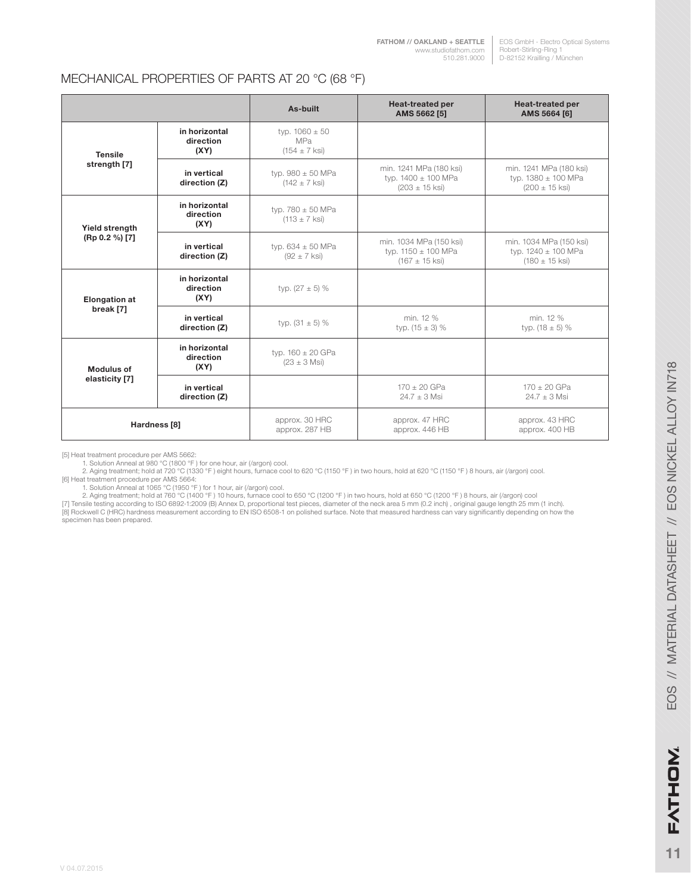## MECHANICAL PROPERTIES OF PARTS AT 20 °C (68 °F)

| | | As-built | Heat-treated per AMS 5662 [5] | Heat-treated per AMS 5664 [6] |
|---|---|---|---|---|
| Tensile strength [7] | in horizontal direction (XY) | typ. 1060 ± 50 MPa (154 ± 7 ksi) | | |
| | in vertical direction (Z) | typ. 980 ± 50 MPa (142 ± 7 ksi) | min. 1241 MPa (180 ksi) typ. 1400 ± 100 MPa (203 ± 15 ksi) | min. 1241 MPa (180 ksi) typ. 1380 ± 100 MPa (200 ± 15 ksi) |
| Yield strength (Rp 0.2 %) [7] | in horizontal direction (XY) | typ. 780 ± 50 MPa (113 ± 7 ksi) | | |
| | in vertical direction (Z) | typ. 634 ± 50 MPa (92 ± 7 ksi) | min. 1034 MPa (150 ksi) typ. 1150 ± 100 MPa (167 ± 15 ksi) | min. 1034 MPa (150 ksi) typ. 1240 ± 100 MPa (180 ± 15 ksi) |
| Elongation at break [7] | in horizontal direction (XY) | typ. (27 ± 5) % | | |
| | in vertical direction (Z) | typ. (31 ± 5) % | min. 12 % typ. (15 ± 3) % | min. 12 % typ. (18 ± 5) % |
| Modulus of elasticity [7] | in horizontal direction (XY) | typ. 160 ± 20 GPa (23 ± 3 Msi) | | |
| | in vertical direction (Z) | | 170 ± 20 GPa 24.7 ± 3 Msi | 170 ± 20 GPa 24.7 ± 3 Msi |
| Hardness [8] | | approx. 30 HRC approx. 287 HB | approx. 47 HRC approx. 446 HB | approx. 43 HRC approx. 400 HB |

[5] Heat treatment procedure per AMS 5662:
1. Solution Anneal at 980 °C (1800 °F ) for one hour, air (/argon) cool.
2. Aging treatment; hold at 720 °C (1330 °F ) eight hours, furnace cool to 620 °C (1150 °F ) in two hours, hold at 620 °C (1150 °F ) 8 hours, air (/argon) cool.

[6] Heat treatment procedure per AMS 5664:
1. Solution Anneal at 1065 °C (1950 °F ) for 1 hour, air (/argon) cool.
2. Aging treatment; hold at 760 °C (1400 °F ) 10 hours, furnace cool to 650 °C (1200 °F ) in two hours, hold at 650 °C (1200 °F ) 8 hours, air (/argon) cool

[7] Tensile testing according to ISO 6892-1:2009 (B) Annex D, proportional test pieces, diameter of the neck area 5 mm (0.2 inch) , original gauge length 25 mm (1 inch).

[8] Rockwell C (HRC) hardness measurement according to EN ISO 6508-1 on polished surface. Note that measured hardness can vary significantly depending on how the specimen has been prepared.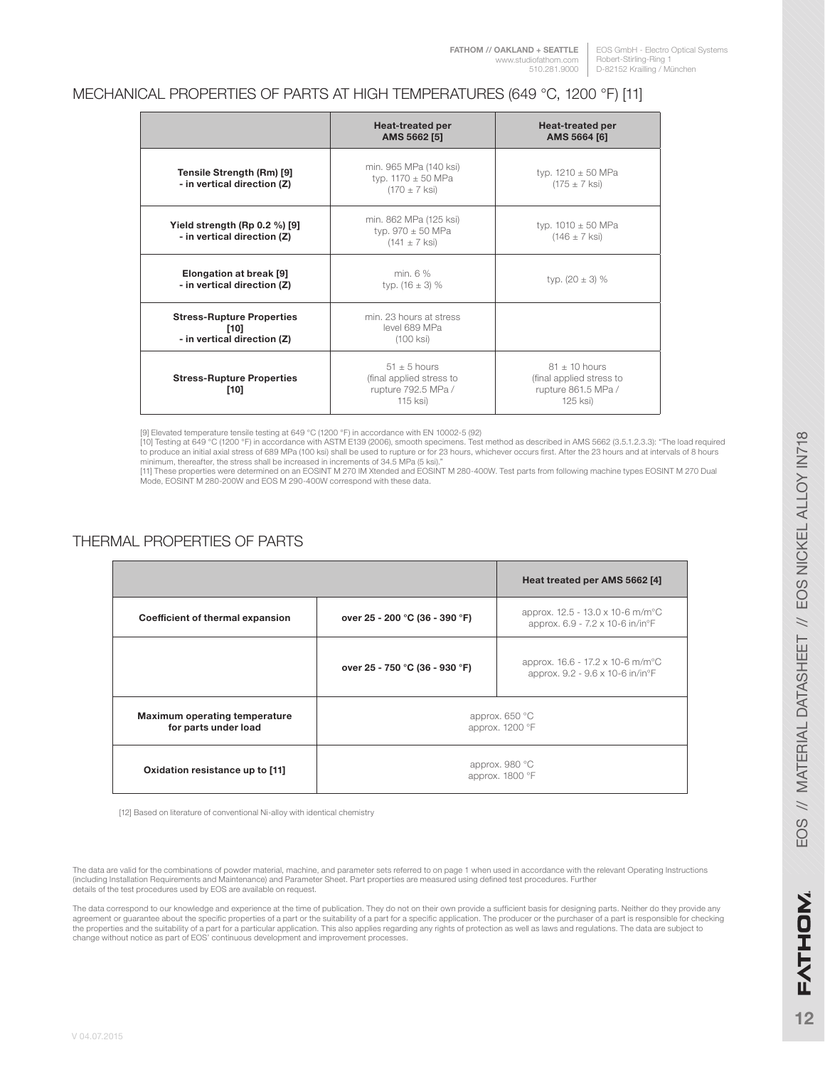## MECHANICAL PROPERTIES OF PARTS AT HIGH TEMPERATURES (649 °C, 1200 °F) [11]

| | Heat-treated per AMS 5662 [5] | Heat-treated per AMS 5664 [6] |
|---|---|---|
| **Tensile Strength (Rm) [9] - in vertical direction (Z)** | min. 965 MPa (140 ksi) typ. 1170 ± 50 MPa (170 ± 7 ksi) | typ. 1210 ± 50 MPa (175 ± 7 ksi) |
| **Yield strength (Rp 0.2 %) [9] - in vertical direction (Z)** | min. 862 MPa (125 ksi) typ. 970 ± 50 MPa (141 ± 7 ksi) | typ. 1010 ± 50 MPa (146 ± 7 ksi) |
| **Elongation at break [9] - in vertical direction (Z)** | min. 6 % typ. (16 ± 3) % | typ. (20 ± 3) % |
| **Stress-Rupture Properties [10] - in vertical direction (Z)** | min. 23 hours at stress level 689 MPa (100 ksi) | |
| **Stress-Rupture Properties [10]** | 51 ± 5 hours (final applied stress to rupture 792.5 MPa / 115 ksi) | 81 ± 10 hours (final applied stress to rupture 861.5 MPa / 125 ksi) |

[9] Elevated temperature tensile testing at 649 °C (1200 °F) in accordance with EN 10002-5 (92)
[10] Testing at 649 °C (1200 °F) in accordance with ASTM E139 (2006), smooth specimens. Test method as described in AMS 5662 (3.5.1.2.3.3): "The load required to produce an initial axial stress of 689 MPa (100 ksi) shall be used to rupture or for 23 hours, whichever occurs first. After the 23 hours and at intervals of 8 hours minimum, thereafter, the stress shall be increased in increments of 34.5 MPa (5 ksi)."
[11] These properties were determined on an EOSINT M 270 IM Xtended and EOSINT M 280-400W. Test parts from following machine types EOSINT M 270 Dual Mode, EOSINT M 280-200W and EOS M 290-400W correspond with these data.

## THERMAL PROPERTIES OF PARTS

| | | Heat treated per AMS 5662 [4] |
|---|---|---|
| **Coefficient of thermal expansion** | **over 25 - 200 °C (36 - 390 °F)** | approx. 12.5 - 13.0 x 10-6 m/m°C approx. 6.9 - 7.2 x 10-6 in/in°F |
| | **over 25 - 750 °C (36 - 930 °F)** | approx. 16.6 - 17.2 x 10-6 m/m°C approx. 9.2 - 9.6 x 10-6 in/in°F |
| **Maximum operating temperature for parts under load** | approx. 650 °C approx. 1200 °F | |
| **Oxidation resistance up to [11]** | approx. 980 °C approx. 1800 °F | |

[12] Based on literature of conventional Ni-alloy with identical chemistry

The data are valid for the combinations of powder material, machine, and parameter sets referred to on page 1 when used in accordance with the relevant Operating Instructions (including Installation Requirements and Maintenance) and Parameter Sheet. Part properties are measured using defined test procedures. Further details of the test procedures used by EOS are available on request.

The data correspond to our knowledge and experience at the time of publication. They do not on their own provide a sufficient basis for designing parts. Neither do they provide any agreement or guarantee about the specific properties of a part or the suitability of a part for a specific application. The producer or the purchaser of a part is responsible for checking the properties and the suitability of a part for a particular application. This also applies regarding any rights of protection as well as laws and regulations. The data are subject to change without notice as part of EOS' continuous development and improvement processes.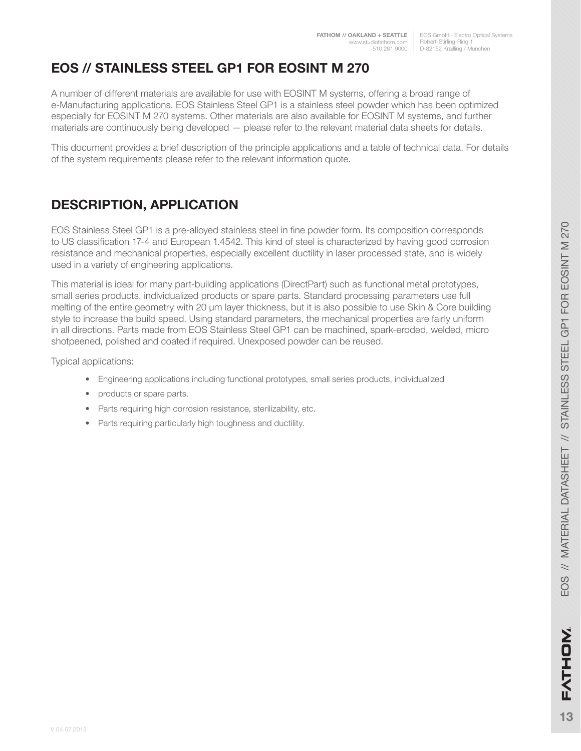# EOS // STAINLESS STEEL GP1 FOR EOSINT M 270

A number of different materials are available for use with EOSINT M systems, offering a broad range of e-Manufacturing applications. EOS Stainless Steel GP1 is a stainless steel powder which has been optimized especially for EOSINT M 270 systems. Other materials are also available for EOSINT M systems, and further materials are continuously being developed — please refer to the relevant material data sheets for details.

This document provides a brief description of the principle applications and a table of technical data. For details of the system requirements please refer to the relevant information quote.

## DESCRIPTION, APPLICATION

EOS Stainless Steel GP1 is a pre-alloyed stainless steel in fine powder form. Its composition corresponds to US classification 17-4 and European 1.4542. This kind of steel is characterized by having good corrosion resistance and mechanical properties, especially excellent ductility in laser processed state, and is widely used in a variety of engineering applications.

This material is ideal for many part-building applications (DirectPart) such as functional metal prototypes, small series products, individualized products or spare parts. Standard processing parameters use full melting of the entire geometry with 20 µm layer thickness, but it is also possible to use Skin & Core building style to increase the build speed. Using standard parameters, the mechanical properties are fairly uniform in all directions. Parts made from EOS Stainless Steel GP1 can be machined, spark-eroded, welded, micro shotpeened, polished and coated if required. Unexposed powder can be reused.

Typical applications:

- Engineering applications including functional prototypes, small series products, individualized
- products or spare parts.
- Parts requiring high corrosion resistance, sterilizability, etc.
- Parts requiring particularly high toughness and ductility.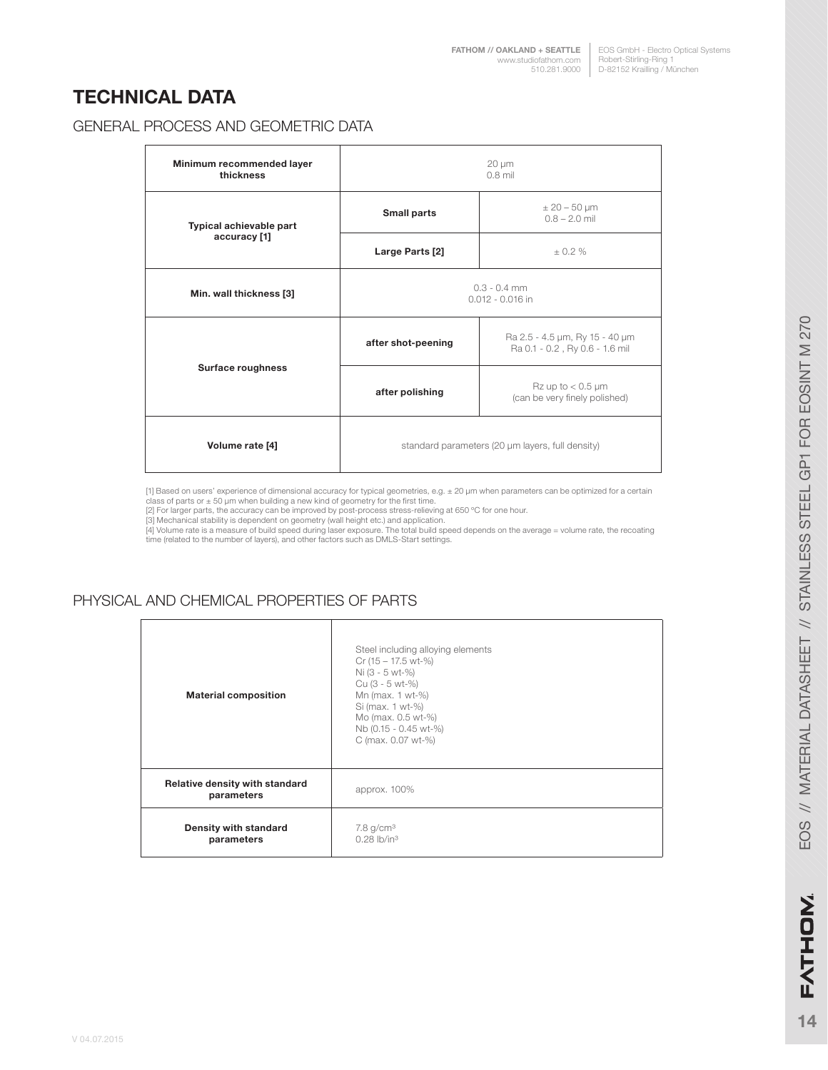# TECHNICAL DATA

## GENERAL PROCESS AND GEOMETRIC DATA

| | | |
|---|---|---|
| **Minimum recommended layer thickness** | 20 µm<br>0.8 mil | |
| **Typical achievable part accuracy [1]** | **Small parts** | ± 20 – 50 µm<br>0.8 – 2.0 mil |
| | **Large Parts [2]** | ± 0.2 % |
| **Min. wall thickness [3]** | 0.3 - 0.4 mm<br>0.012 - 0.016 in | |
| **Surface roughness** | **after shot-peening** | Ra 2.5 - 4.5 µm, Ry 15 - 40 µm<br>Ra 0.1 - 0.2 , Ry 0.6 - 1.6 mil |
| | **after polishing** | Rz up to < 0.5 µm<br>(can be very finely polished) |
| **Volume rate [4]** | standard parameters (20 µm layers, full density) | |

[1] Based on users' experience of dimensional accuracy for typical geometries, e.g. ± 20 µm when parameters can be optimized for a certain class of parts or ± 50 µm when building a new kind of geometry for the first time.
[2] For larger parts, the accuracy can be improved by post-process stress-relieving at 650 ºC for one hour.
[3] Mechanical stability is dependent on geometry (wall height etc.) and application.
[4] Volume rate is a measure of build speed during laser exposure. The total build speed depends on the average = volume rate, the recoating time (related to the number of layers), and other factors such as DMLS-Start settings.

## PHYSICAL AND CHEMICAL PROPERTIES OF PARTS

| | |
|---|---|
| **Material composition** | Steel including alloying elements<br>Cr (15 – 17.5 wt-%)<br>Ni (3 - 5 wt-%)<br>Cu (3 - 5 wt-%)<br>Mn (max. 1 wt-%)<br>Si (max. 1 wt-%)<br>Mo (max. 0.5 wt-%)<br>Nb (0.15 - 0.45 wt-%)<br>C (max. 0.07 wt-%) |
| **Relative density with standard parameters** | approx. 100% |
| **Density with standard parameters** | 7.8 g/cm³<br>0.28 lb/in³ |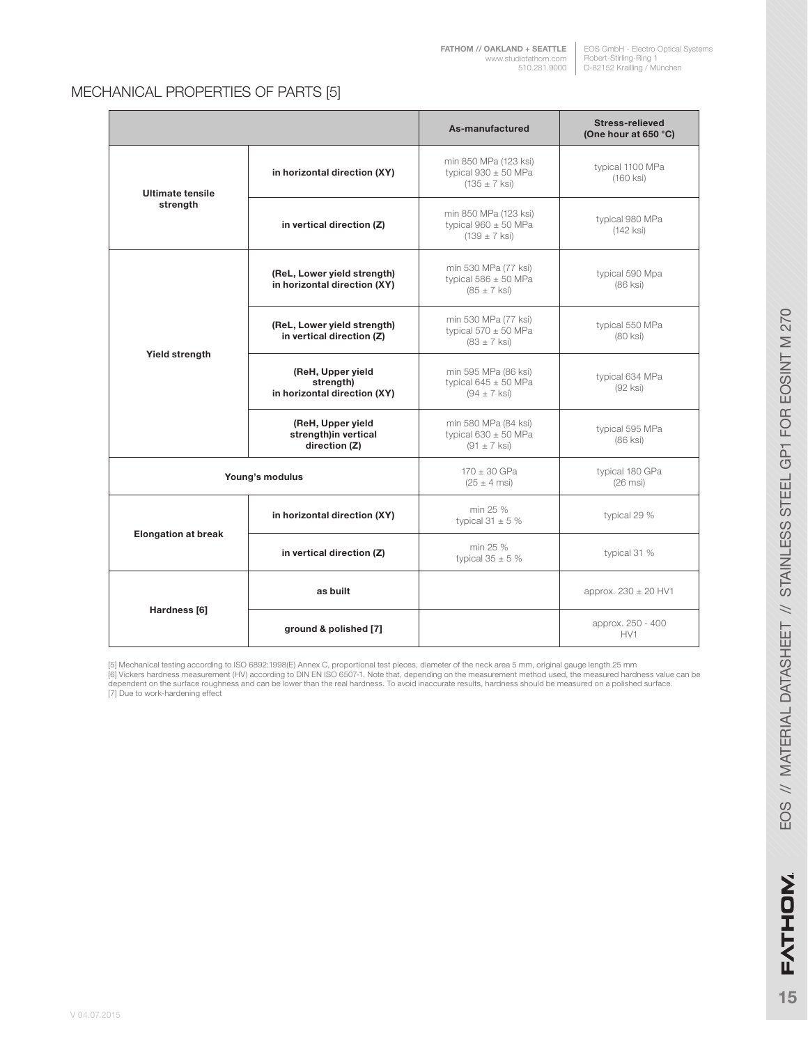## MECHANICAL PROPERTIES OF PARTS [5]

| | | As-manufactured | Stress-relieved (One hour at 650 °C) |
|---|---|---|---|
| Ultimate tensile strength | in horizontal direction (XY) | min 850 MPa (123 ksi) typical 930 ± 50 MPa (135 ± 7 ksi) | typical 1100 MPa (160 ksi) |
| | in vertical direction (Z) | min 850 MPa (123 ksi) typical 960 ± 50 MPa (139 ± 7 ksi) | typical 980 MPa (142 ksi) |
| Yield strength | (ReL, Lower yield strength) in horizontal direction (XY) | min 530 MPa (77 ksi) typical 586 ± 50 MPa (85 ± 7 ksi) | typical 590 Mpa (86 ksi) |
| | (ReL, Lower yield strength) in vertical direction (Z) | min 530 MPa (77 ksi) typical 570 ± 50 MPa (83 ± 7 ksi) | typical 550 MPa (80 ksi) |
| | (ReH, Upper yield strength) in horizontal direction (XY) | min 595 MPa (86 ksi) typical 645 ± 50 MPa (94 ± 7 ksi) | typical 634 MPa (92 ksi) |
| | (ReH, Upper yield strength)in vertical direction (Z) | min 580 MPa (84 ksi) typical 630 ± 50 MPa (91 ± 7 ksi) | typical 595 MPa (86 ksi) |
| Young's modulus | | 170 ± 30 GPa (25 ± 4 msi) | typical 180 GPa (26 msi) |
| Elongation at break | in horizontal direction (XY) | min 25 % typical 31 ± 5 % | typical 29 % |
| | in vertical direction (Z) | min 25 % typical 35 ± 5 % | typical 31 % |
| Hardness [6] | as built | | approx. 230 ± 20 HV1 |
| | ground & polished [7] | | approx. 250 - 400 HV1 |

[5] Mechanical testing according to ISO 6892:1998(E) Annex C, proportional test pieces, diameter of the neck area 5 mm, original gauge length 25 mm
[6] Vickers hardness measurement (HV) according to DIN EN ISO 6507-1. Note that, depending on the measurement method used, the measured hardness value can be dependent on the surface roughness and can be lower than the real hardness. To avoid inaccurate results, hardness should be measured on a polished surface.
[7] Due to work-hardening effect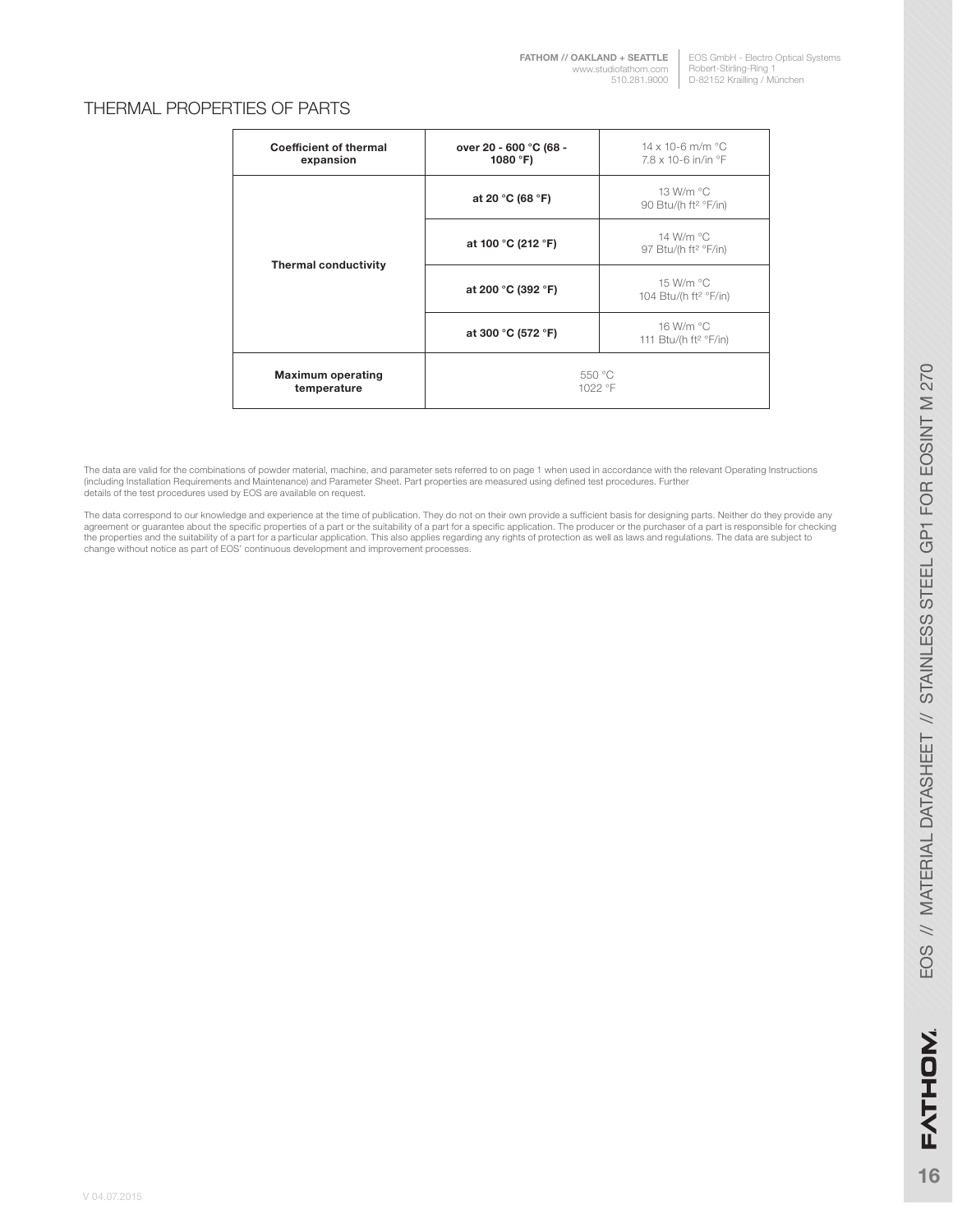## THERMAL PROPERTIES OF PARTS

| **Coefficient of thermal expansion** | **over 20 - 600 °C (68 - 1080 °F)** | 14 x 10-6 m/m °C<br>7.8 x 10-6 in/in °F |
|---|---|---|
| **Thermal conductivity** | **at 20 °C (68 °F)** | 13 W/m °C<br>90 Btu/(h ft² °F/in) |
| | **at 100 °C (212 °F)** | 14 W/m °C<br>97 Btu/(h ft² °F/in) |
| | **at 200 °C (392 °F)** | 15 W/m °C<br>104 Btu/(h ft² °F/in) |
| | **at 300 °C (572 °F)** | 16 W/m °C<br>111 Btu/(h ft² °F/in) |
| **Maximum operating temperature** | 550 °C<br>1022 °F | |

The data are valid for the combinations of powder material, machine, and parameter sets referred to on page 1 when used in accordance with the relevant Operating Instructions (including Installation Requirements and Maintenance) and Parameter Sheet. Part properties are measured using defined test procedures. Further details of the test procedures used by EOS are available on request.

The data correspond to our knowledge and experience at the time of publication. They do not on their own provide a sufficient basis for designing parts. Neither do they provide any agreement or guarantee about the specific properties of a part or the suitability of a part for a specific application. The producer or the purchaser of a part is responsible for checking the properties and the suitability of a part for a particular application. This also applies regarding any rights of protection as well as laws and regulations. The data are subject to change without notice as part of EOS' continuous development and improvement processes.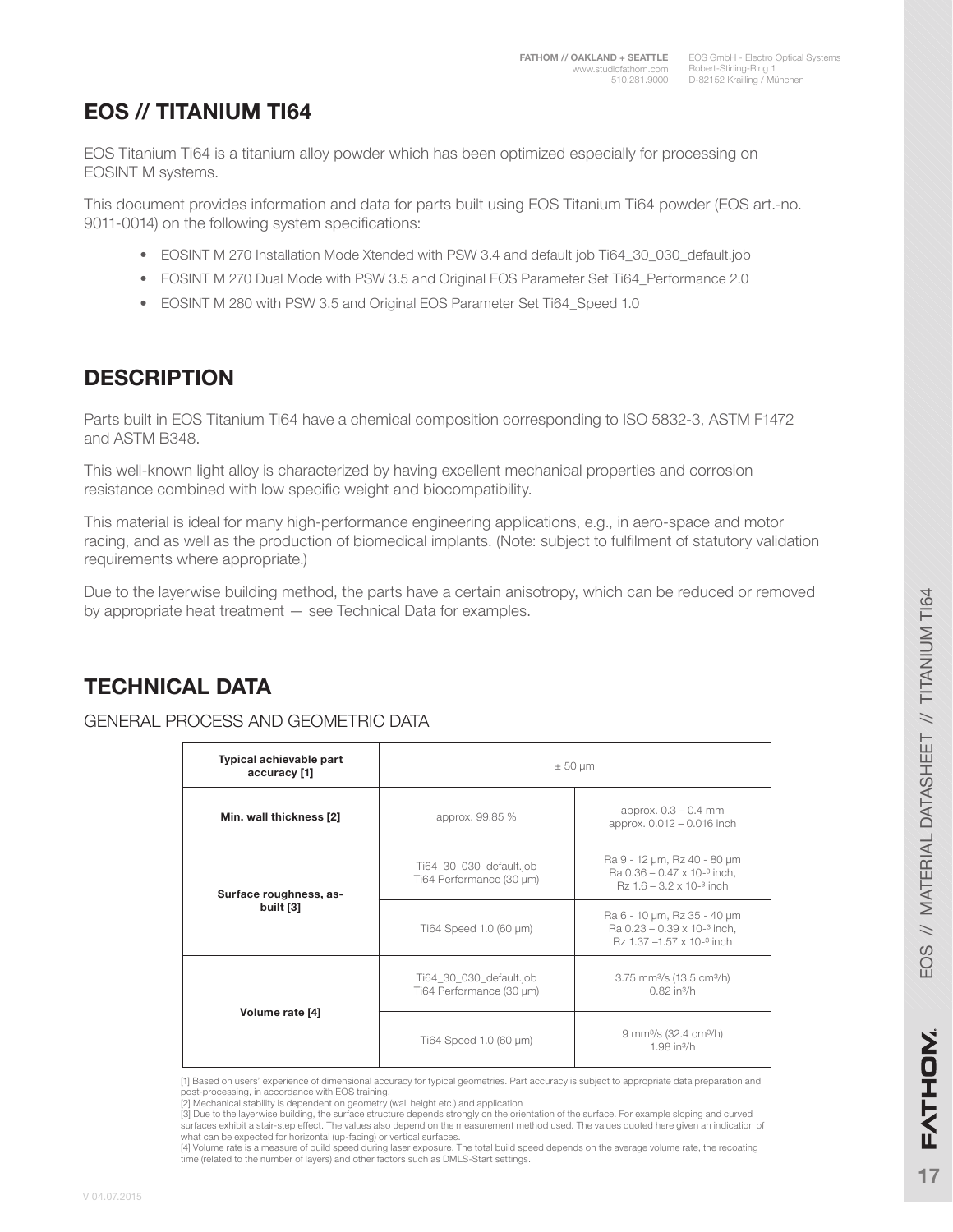## EOS // TITANIUM TI64

EOS Titanium Ti64 is a titanium alloy powder which has been optimized especially for processing on EOSINT M systems.

This document provides information and data for parts built using EOS Titanium Ti64 powder (EOS art.-no. 9011-0014) on the following system specifications:

- EOSINT M 270 Installation Mode Xtended with PSW 3.4 and default job Ti64_30_030_default.job
- EOSINT M 270 Dual Mode with PSW 3.5 and Original EOS Parameter Set Ti64_Performance 2.0
- EOSINT M 280 with PSW 3.5 and Original EOS Parameter Set Ti64_Speed 1.0

## DESCRIPTION

Parts built in EOS Titanium Ti64 have a chemical composition corresponding to ISO 5832-3, ASTM F1472 and ASTM B348.

This well-known light alloy is characterized by having excellent mechanical properties and corrosion resistance combined with low specific weight and biocompatibility.

This material is ideal for many high-performance engineering applications, e.g., in aero-space and motor racing, and as well as the production of biomedical implants. (Note: subject to fulfilment of statutory validation requirements where appropriate.)

Due to the layerwise building method, the parts have a certain anisotropy, which can be reduced or removed by appropriate heat treatment — see Technical Data for examples.

## TECHNICAL DATA

### GENERAL PROCESS AND GEOMETRIC DATA

| | | |
|---|---|---|
| **Typical achievable part accuracy [1]** | ± 50 µm | |
| **Min. wall thickness [2]** | approx. 99.85 % | approx. 0.3 – 0.4 mm<br>approx. 0.012 – 0.016 inch |
| **Surface roughness, as-built [3]** | Ti64_30_030_default.job<br>Ti64 Performance (30 µm) | Ra 9 - 12 µm, Rz 40 - 80 µm<br>Ra 0.36 – 0.47 x $10^{-3}$ inch,<br>Rz 1.6 – 3.2 x $10^{-3}$ inch |
| | Ti64 Speed 1.0 (60 µm) | Ra 6 - 10 µm, Rz 35 - 40 µm<br>Ra 0.23 – 0.39 x $10^{-3}$ inch,<br>Rz 1.37 –1.57 x $10^{-3}$ inch |
| **Volume rate [4]** | Ti64_30_030_default.job<br>Ti64 Performance (30 µm) | 3.75 mm³/s (13.5 cm³/h)<br>0.82 in³/h |
| | Ti64 Speed 1.0 (60 µm) | 9 mm³/s (32.4 cm³/h)<br>1.98 in³/h |

[1] Based on users' experience of dimensional accuracy for typical geometries. Part accuracy is subject to appropriate data preparation and post-processing, in accordance with EOS training.
[2] Mechanical stability is dependent on geometry (wall height etc.) and application
[3] Due to the layerwise building, the surface structure depends strongly on the orientation of the surface. For example sloping and curved surfaces exhibit a stair-step effect. The values also depend on the measurement method used. The values quoted here given an indication of what can be expected for horizontal (up-facing) or vertical surfaces.
[4] Volume rate is a measure of build speed during laser exposure. The total build speed depends on the average volume rate, the recoating time (related to the number of layers) and other factors such as DMLS-Start settings.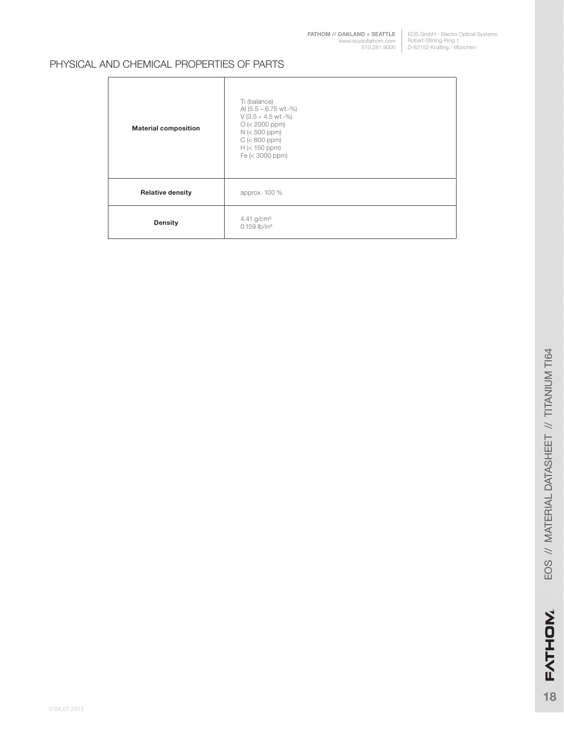## PHYSICAL AND CHEMICAL PROPERTIES OF PARTS

| | |
|---|---|
| **Material composition** | Ti (balance)<br>Al (5.5 – 6.75 wt.-%)<br>V (3.5 – 4.5 wt.-%)<br>O (< 2000 ppm)<br>N (< 500 ppm)<br>C (< 800 ppm)<br>H (< 150 ppm)<br>Fe (< 3000 ppm) |
| **Relative density** | approx. 100 % |
| **Density** | 4.41 g/cm³<br>0.159 lb/in³ |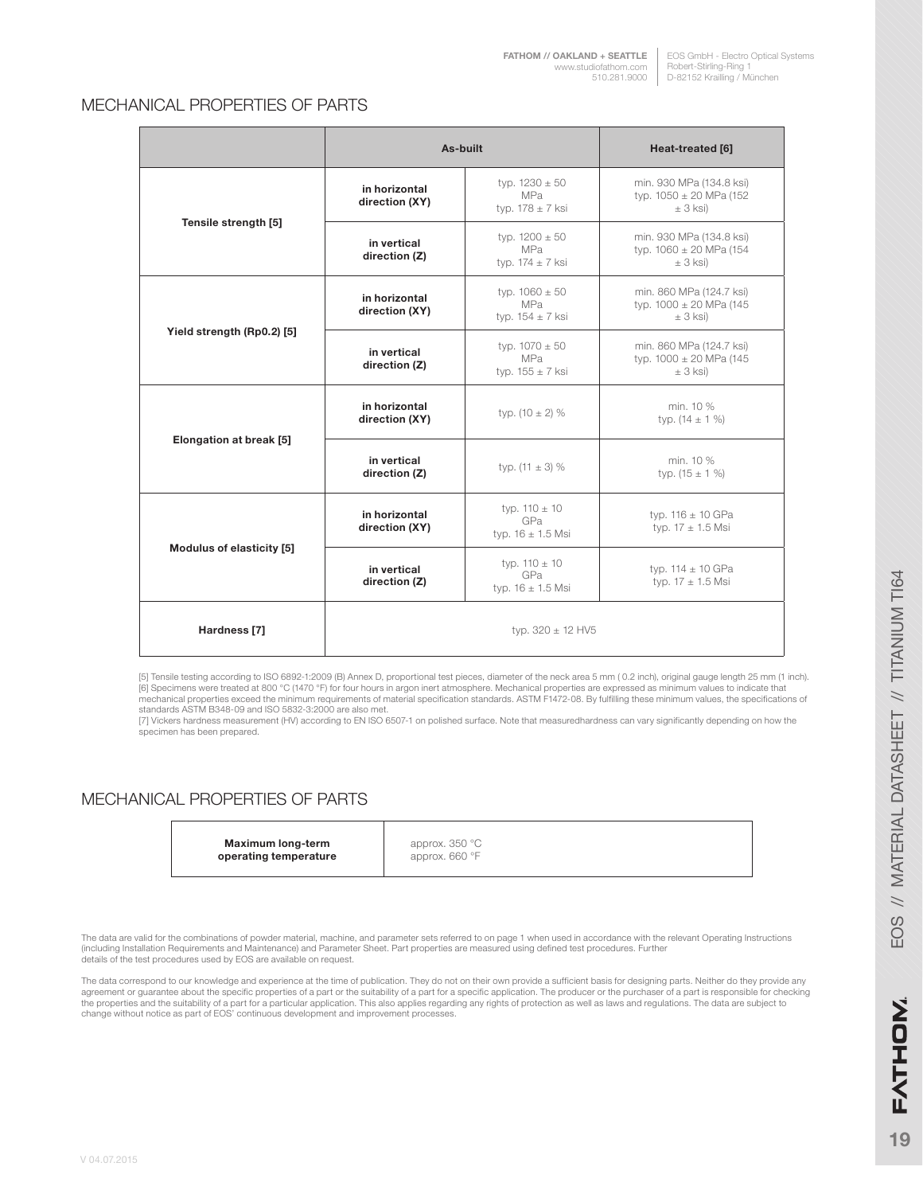## MECHANICAL PROPERTIES OF PARTS

| | | As-built | Heat-treated [6] |
|---|---|---|---|
| **Tensile strength [5]** | **in horizontal direction (XY)** | typ. 1230 ± 50 MPa typ. 178 ± 7 ksi | min. 930 MPa (134.8 ksi) typ. 1050 ± 20 MPa (152 ± 3 ksi) |
| | **in vertical direction (Z)** | typ. 1200 ± 50 MPa typ. 174 ± 7 ksi | min. 930 MPa (134.8 ksi) typ. 1060 ± 20 MPa (154 ± 3 ksi) |
| **Yield strength (Rp0.2) [5]** | **in horizontal direction (XY)** | typ. 1060 ± 50 MPa typ. 154 ± 7 ksi | min. 860 MPa (124.7 ksi) typ. 1000 ± 20 MPa (145 ± 3 ksi) |
| | **in vertical direction (Z)** | typ. 1070 ± 50 MPa typ. 155 ± 7 ksi | min. 860 MPa (124.7 ksi) typ. 1000 ± 20 MPa (145 ± 3 ksi) |
| **Elongation at break [5]** | **in horizontal direction (XY)** | typ. (10 ± 2) % | min. 10 % typ. (14 ± 1 %) |
| | **in vertical direction (Z)** | typ. (11 ± 3) % | min. 10 % typ. (15 ± 1 %) |
| **Modulus of elasticity [5]** | **in horizontal direction (XY)** | typ. 110 ± 10 GPa typ. 16 ± 1.5 Msi | typ. 116 ± 10 GPa typ. 17 ± 1.5 Msi |
| | **in vertical direction (Z)** | typ. 110 ± 10 GPa typ. 16 ± 1.5 Msi | typ. 114 ± 10 GPa typ. 17 ± 1.5 Msi |
| **Hardness [7]** | typ. 320 ± 12 HV5 | | |

[5] Tensile testing according to ISO 6892-1:2009 (B) Annex D, proportional test pieces, diameter of the neck area 5 mm ( 0.2 inch), original gauge length 25 mm (1 inch).
[6] Specimens were treated at 800 °C (1470 °F) for four hours in argon inert atmosphere. Mechanical properties are expressed as minimum values to indicate that mechanical properties exceed the minimum requirements of material specification standards. ASTM F1472-08. By fulfilling these minimum values, the specifications of standards ASTM B348-09 and ISO 5832-3:2000 are also met.
[7] Vickers hardness measurement (HV) according to EN ISO 6507-1 on polished surface. Note that measuredhardness can vary significantly depending on how the specimen has been prepared.

## MECHANICAL PROPERTIES OF PARTS

| | |
|---|---|
| **Maximum long-term operating temperature** | approx. 350 °C approx. 660 °F |

The data are valid for the combinations of powder material, machine, and parameter sets referred to on page 1 when used in accordance with the relevant Operating Instructions (including Installation Requirements and Maintenance) and Parameter Sheet. Part properties are measured using defined test procedures. Further details of the test procedures used by EOS are available on request.

The data correspond to our knowledge and experience at the time of publication. They do not on their own provide a sufficient basis for designing parts. Neither do they provide any agreement or guarantee about the specific properties of a part or the suitability of a part for a specific application. The producer or the purchaser of a part is responsible for checking the properties and the suitability of a part for a particular application. This also applies regarding any rights of protection as well as laws and regulations. The data are subject to change without notice as part of EOS' continuous development and improvement processes.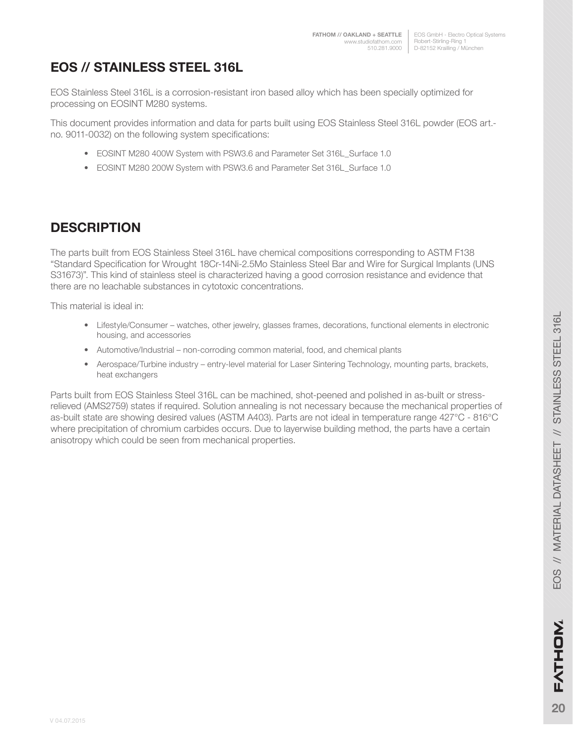# EOS // STAINLESS STEEL 316L

EOS Stainless Steel 316L is a corrosion-resistant iron based alloy which has been specially optimized for processing on EOSINT M280 systems.

This document provides information and data for parts built using EOS Stainless Steel 316L powder (EOS art.-no. 9011-0032) on the following system specifications:

- EOSINT M280 400W System with PSW3.6 and Parameter Set 316L_Surface 1.0
- EOSINT M280 200W System with PSW3.6 and Parameter Set 316L_Surface 1.0

## DESCRIPTION

The parts built from EOS Stainless Steel 316L have chemical compositions corresponding to ASTM F138 "Standard Specification for Wrought 18Cr-14Ni-2.5Mo Stainless Steel Bar and Wire for Surgical Implants (UNS S31673)". This kind of stainless steel is characterized having a good corrosion resistance and evidence that there are no leachable substances in cytotoxic concentrations.

This material is ideal in:

- Lifestyle/Consumer – watches, other jewelry, glasses frames, decorations, functional elements in electronic housing, and accessories
- Automotive/Industrial – non-corroding common material, food, and chemical plants
- Aerospace/Turbine industry – entry-level material for Laser Sintering Technology, mounting parts, brackets, heat exchangers

Parts built from EOS Stainless Steel 316L can be machined, shot-peened and polished in as-built or stress-relieved (AMS2759) states if required. Solution annealing is not necessary because the mechanical properties of as-built state are showing desired values (ASTM A403). Parts are not ideal in temperature range 427°C - 816°C where precipitation of chromium carbides occurs. Due to layerwise building method, the parts have a certain anisotropy which could be seen from mechanical properties.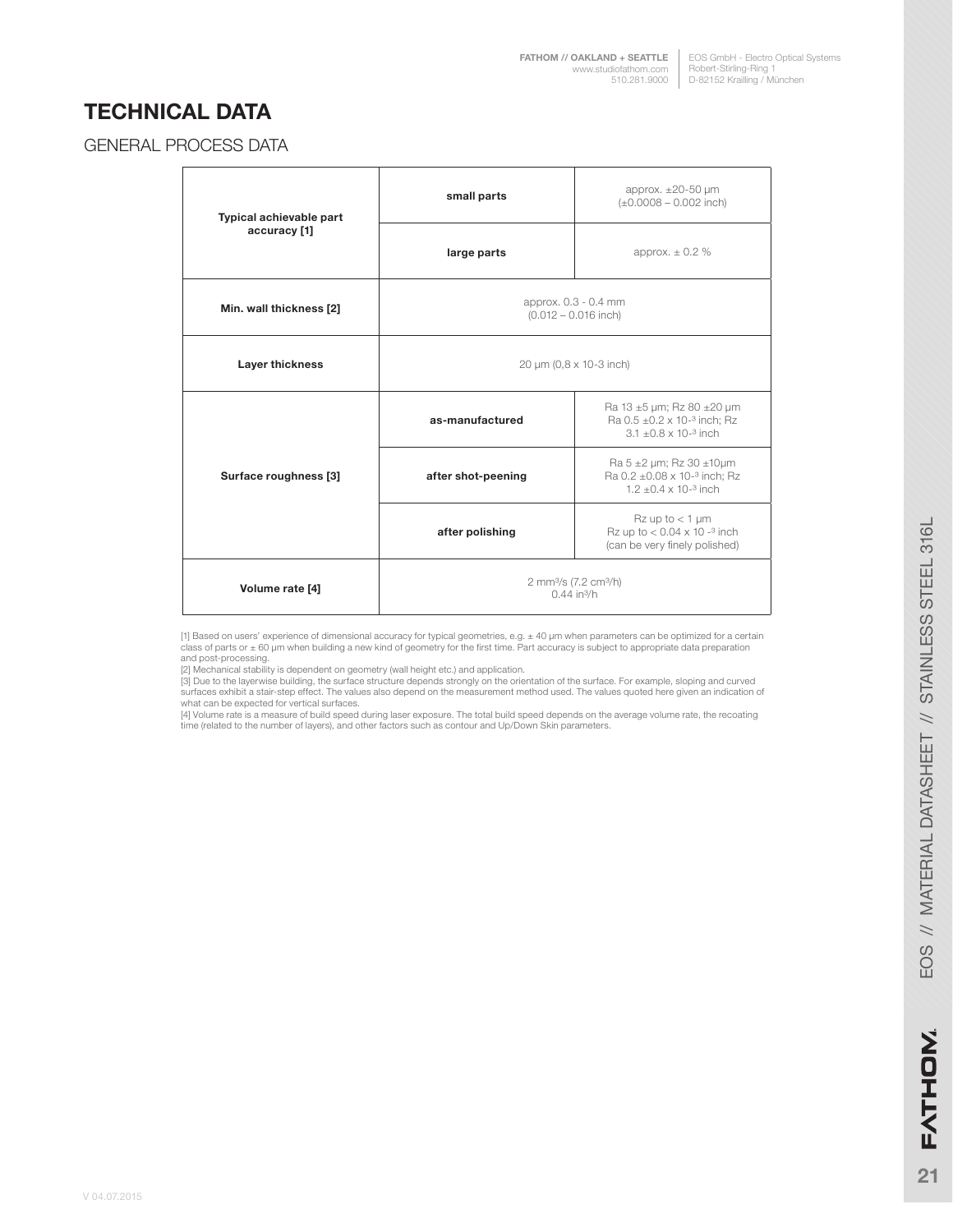# TECHNICAL DATA

## GENERAL PROCESS DATA

| | | |
|---|---|---|
| **Typical achievable part accuracy [1]** | **small parts** | approx. ±20-50 µm (±0.0008 – 0.002 inch) |
| | **large parts** | approx. ± 0.2 % |
| **Min. wall thickness [2]** | approx. 0.3 - 0.4 mm (0.012 – 0.016 inch) | |
| **Layer thickness** | 20 µm (0,8 x 10-3 inch) | |
| **Surface roughness [3]** | **as-manufactured** | Ra 13 ±5 µm; Rz 80 ±20 µm Ra 0.5 ±0.2 x $10^{-3}$ inch; Rz 3.1 ±0.8 x $10^{-3}$ inch |
| | **after shot-peening** | Ra 5 ±2 µm; Rz 30 ±10µm Ra 0.2 ±0.08 x $10^{-3}$ inch; Rz 1.2 ±0.4 x $10^{-3}$ inch |
| | **after polishing** | Rz up to < 1 µm Rz up to < 0.04 x $10^{-3}$ inch (can be very finely polished) |
| **Volume rate [4]** | 2 $mm^3/s$ (7.2 $cm^3/h$) 0.44 $in^3/h$ | |

[1] Based on users' experience of dimensional accuracy for typical geometries, e.g. ± 40 µm when parameters can be optimized for a certain class of parts or ± 60 µm when building a new kind of geometry for the first time. Part accuracy is subject to appropriate data preparation and post-processing.

[2] Mechanical stability is dependent on geometry (wall height etc.) and application.

[3] Due to the layerwise building, the surface structure depends strongly on the orientation of the surface. For example, sloping and curved surfaces exhibit a stair-step effect. The values also depend on the measurement method used. The values quoted here given an indication of what can be expected for vertical surfaces.

[4] Volume rate is a measure of build speed during laser exposure. The total build speed depends on the average volume rate, the recoating time (related to the number of layers), and other factors such as contour and Up/Down Skin parameters.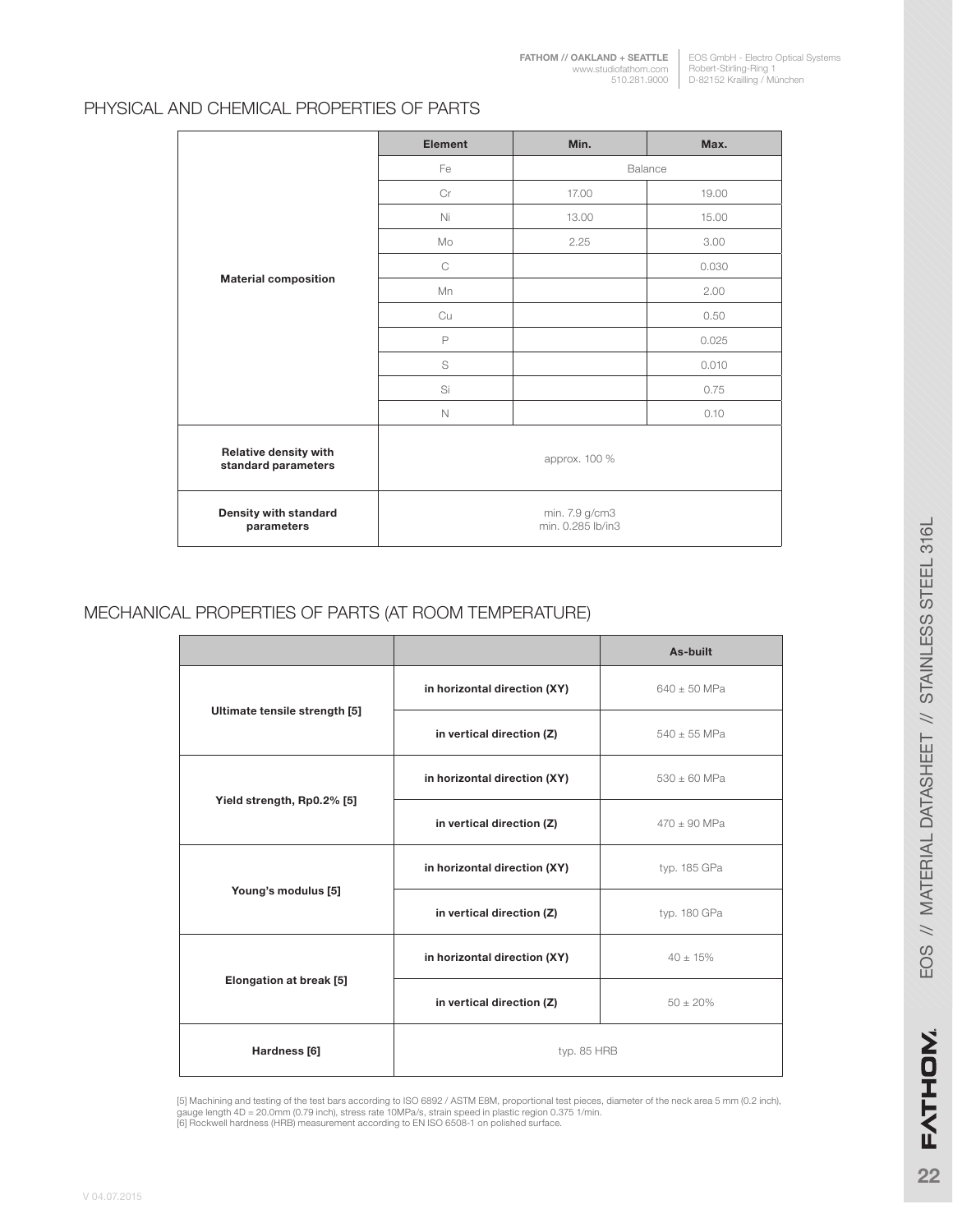## PHYSICAL AND CHEMICAL PROPERTIES OF PARTS

| | Element | Min. | Max. |
|---|---|---|---|
| **Material composition** | Fe | Balance | |
| | Cr | 17.00 | 19.00 |
| | Ni | 13.00 | 15.00 |
| | Mo | 2.25 | 3.00 |
| | C | | 0.030 |
| | Mn | | 2.00 |
| | Cu | | 0.50 |
| | P | | 0.025 |
| | S | | 0.010 |
| | Si | | 0.75 |
| | N | | 0.10 |
| **Relative density with standard parameters** | approx. 100 % | | |
| **Density with standard parameters** | min. 7.9 g/cm3<br>min. 0.285 lb/in3 | | |

## MECHANICAL PROPERTIES OF PARTS (AT ROOM TEMPERATURE)

| | | As-built |
|---|---|---|
| **Ultimate tensile strength [5]** | **in horizontal direction (XY)** | 640 ± 50 MPa |
| | **in vertical direction (Z)** | 540 ± 55 MPa |
| **Yield strength, Rp0.2% [5]** | **in horizontal direction (XY)** | 530 ± 60 MPa |
| | **in vertical direction (Z)** | 470 ± 90 MPa |
| **Young's modulus [5]** | **in horizontal direction (XY)** | typ. 185 GPa |
| | **in vertical direction (Z)** | typ. 180 GPa |
| **Elongation at break [5]** | **in horizontal direction (XY)** | 40 ± 15% |
| | **in vertical direction (Z)** | 50 ± 20% |
| **Hardness [6]** | typ. 85 HRB | |

[5] Machining and testing of the test bars according to ISO 6892 / ASTM E8M, proportional test pieces, diameter of the neck area 5 mm (0.2 inch), gauge length 4D = 20.0mm (0.79 inch), stress rate 10MPa/s, strain speed in plastic region 0.375 1/min.
[6] Rockwell hardness (HRB) measurement according to EN ISO 6508-1 on polished surface.

V 04.07.2015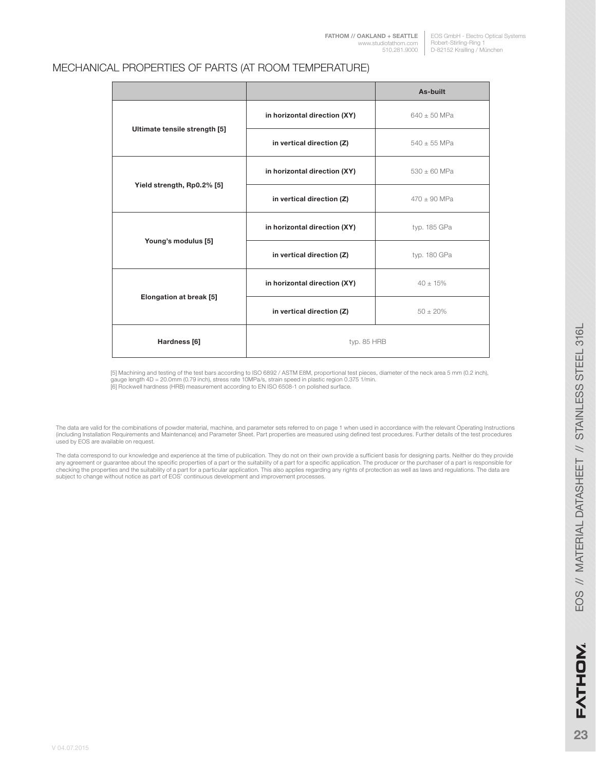## MECHANICAL PROPERTIES OF PARTS (AT ROOM TEMPERATURE)

| | | As-built |
|---|---|---|
| **Ultimate tensile strength [5]** | **in horizontal direction (XY)** | 640 ± 50 MPa |
| | **in vertical direction (Z)** | 540 ± 55 MPa |
| **Yield strength, Rp0.2% [5]** | **in horizontal direction (XY)** | 530 ± 60 MPa |
| | **in vertical direction (Z)** | 470 ± 90 MPa |
| **Young's modulus [5]** | **in horizontal direction (XY)** | typ. 185 GPa |
| | **in vertical direction (Z)** | typ. 180 GPa |
| **Elongation at break [5]** | **in horizontal direction (XY)** | 40 ± 15% |
| | **in vertical direction (Z)** | 50 ± 20% |
| **Hardness [6]** | typ. 85 HRB | |

[5] Machining and testing of the test bars according to ISO 6892 / ASTM E8M, proportional test pieces, diameter of the neck area 5 mm (0.2 inch), gauge length 4D = 20.0mm (0.79 inch), stress rate 10MPa/s, strain speed in plastic region 0.375 1/min.
[6] Rockwell hardness (HRB) measurement according to EN ISO 6508-1 on polished surface.

The data are valid for the combinations of powder material, machine, and parameter sets referred to on page 1 when used in accordance with the relevant Operating Instructions (including Installation Requirements and Maintenance) and Parameter Sheet. Part properties are measured using defined test procedures. Further details of the test procedures used by EOS are available on request.

The data correspond to our knowledge and experience at the time of publication. They do not on their own provide a sufficient basis for designing parts. Neither do they provide any agreement or guarantee about the specific properties of a part or the suitability of a part for a specific application. The producer or the purchaser of a part is responsible for checking the properties and the suitability of a part for a particular application. This also applies regarding any rights of protection as well as laws and regulations. The data are subject to change without notice as part of EOS' continuous development and improvement processes.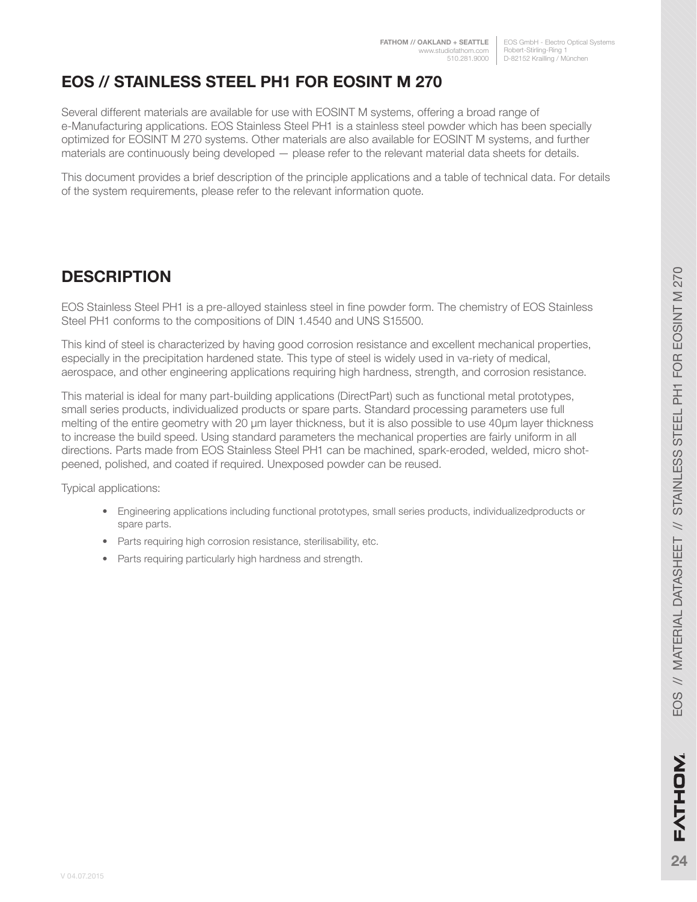# EOS // STAINLESS STEEL PH1 FOR EOSINT M 270

Several different materials are available for use with EOSINT M systems, offering a broad range of e-Manufacturing applications. EOS Stainless Steel PH1 is a stainless steel powder which has been specially optimized for EOSINT M 270 systems. Other materials are also available for EOSINT M systems, and further materials are continuously being developed — please refer to the relevant material data sheets for details.

This document provides a brief description of the principle applications and a table of technical data. For details of the system requirements, please refer to the relevant information quote.

## DESCRIPTION

EOS Stainless Steel PH1 is a pre-alloyed stainless steel in fine powder form. The chemistry of EOS Stainless Steel PH1 conforms to the compositions of DIN 1.4540 and UNS S15500.

This kind of steel is characterized by having good corrosion resistance and excellent mechanical properties, especially in the precipitation hardened state. This type of steel is widely used in va-riety of medical, aerospace, and other engineering applications requiring high hardness, strength, and corrosion resistance.

This material is ideal for many part-building applications (DirectPart) such as functional metal prototypes, small series products, individualized products or spare parts. Standard processing parameters use full melting of the entire geometry with 20 µm layer thickness, but it is also possible to use 40µm layer thickness to increase the build speed. Using standard parameters the mechanical properties are fairly uniform in all directions. Parts made from EOS Stainless Steel PH1 can be machined, spark-eroded, welded, micro shot-peened, polished, and coated if required. Unexposed powder can be reused.

Typical applications:

- Engineering applications including functional prototypes, small series products, individualizedproducts or spare parts.
- Parts requiring high corrosion resistance, sterilisability, etc.
- Parts requiring particularly high hardness and strength.

V 04.07.2015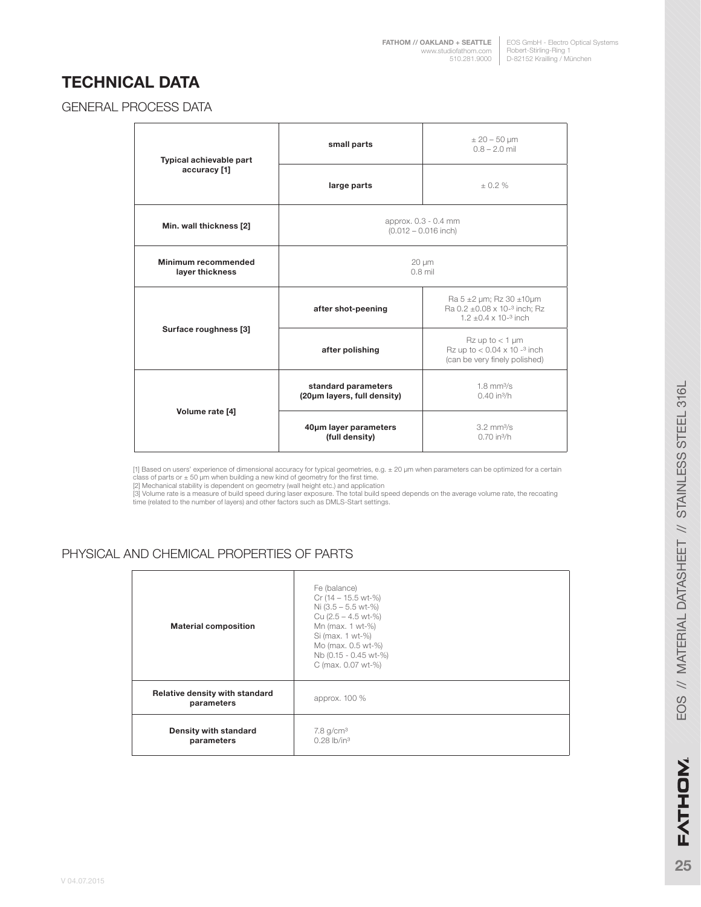# TECHNICAL DATA

## GENERAL PROCESS DATA

| | | |
|---|---|---|
| **Typical achievable part accuracy [1]** | **small parts** | ± 20 – 50 µm<br>0.8 – 2.0 mil |
| | **large parts** | ± 0.2 % |
| **Min. wall thickness [2]** | approx. 0.3 - 0.4 mm<br>(0.012 – 0.016 inch) | |
| **Minimum recommended layer thickness** | 20 µm<br>0.8 mil | |
| **Surface roughness [3]** | **after shot-peening** | Ra 5 ±2 µm; Rz 30 ±10µm<br>Ra 0.2 ±0.08 x $10^{-3}$ inch; Rz 1.2 ±0.4 x $10^{-3}$ inch |
| | **after polishing** | Rz up to < 1 µm<br>Rz up to < 0.04 x $10^{-3}$ inch<br>(can be very finely polished) |
| **Volume rate [4]** | **standard parameters (20µm layers, full density)** | 1.8 $mm^3/s$<br>0.40 $in^3/h$ |
| | **40µm layer parameters (full density)** | 3.2 $mm^3/s$<br>0.70 $in^3/h$ |

[1] Based on users' experience of dimensional accuracy for typical geometries, e.g. ± 20 µm when parameters can be optimized for a certain class of parts or ± 50 µm when building a new kind of geometry for the first time.
[2] Mechanical stability is dependent on geometry (wall height etc.) and application
[3] Volume rate is a measure of build speed during laser exposure. The total build speed depends on the average volume rate, the recoating time (related to the number of layers) and other factors such as DMLS-Start settings.

## PHYSICAL AND CHEMICAL PROPERTIES OF PARTS

| | |
|---|---|
| **Material composition** | Fe (balance)<br>Cr (14 – 15.5 wt-%)<br>Ni (3.5 – 5.5 wt-%)<br>Cu (2.5 – 4.5 wt-%)<br>Mn (max. 1 wt-%)<br>Si (max. 1 wt-%)<br>Mo (max. 0.5 wt-%)<br>Nb (0.15 - 0.45 wt-%)<br>C (max. 0.07 wt-%) |
| **Relative density with standard parameters** | approx. 100 % |
| **Density with standard parameters** | 7.8 $g/cm^3$<br>0.28 $lb/in^3$ |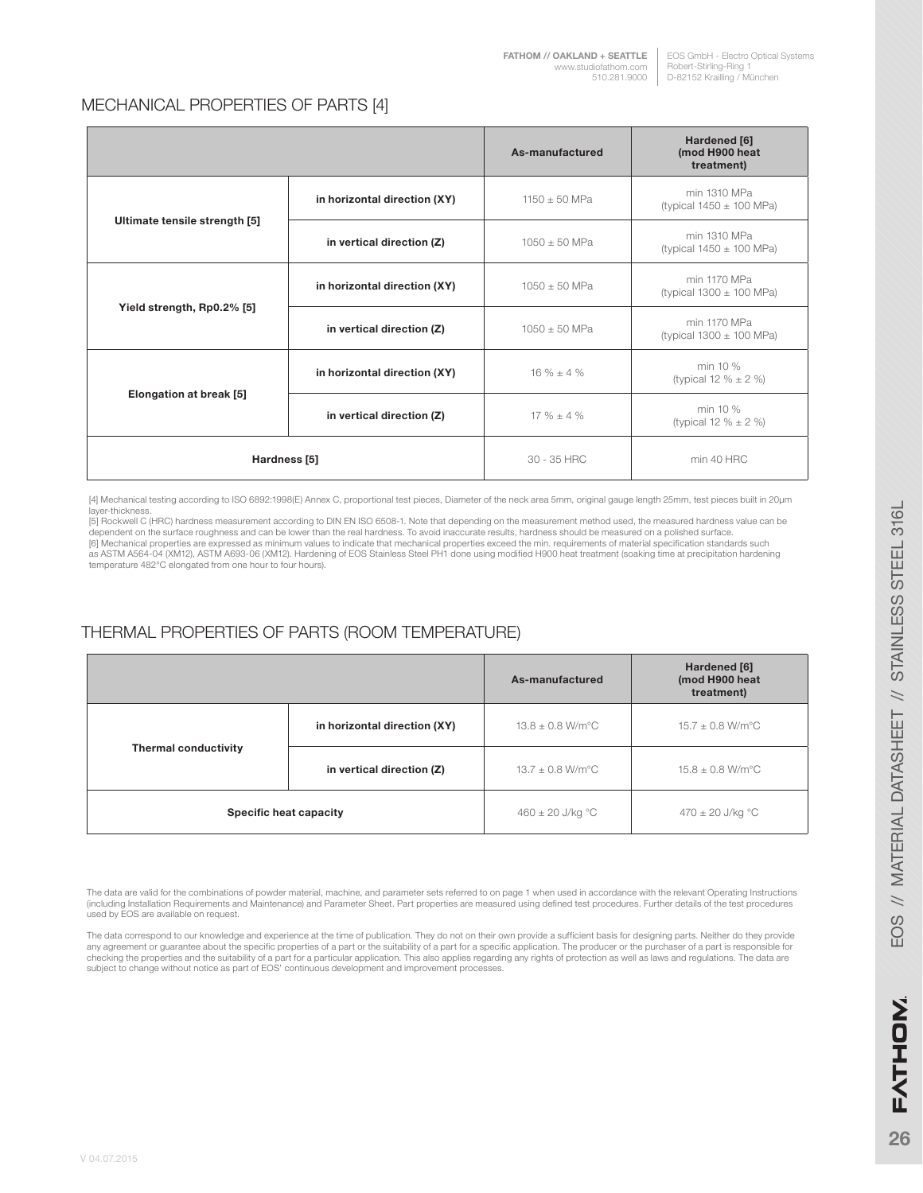## MECHANICAL PROPERTIES OF PARTS [4]

| | | As-manufactured | Hardened [6] (mod H900 heat treatment) |
|---|---|---|---|
| Ultimate tensile strength [5] | in horizontal direction (XY) | 1150 ± 50 MPa | min 1310 MPa (typical 1450 ± 100 MPa) |
| | in vertical direction (Z) | 1050 ± 50 MPa | min 1310 MPa (typical 1450 ± 100 MPa) |
| Yield strength, Rp0.2% [5] | in horizontal direction (XY) | 1050 ± 50 MPa | min 1170 MPa (typical 1300 ± 100 MPa) |
| | in vertical direction (Z) | 1050 ± 50 MPa | min 1170 MPa (typical 1300 ± 100 MPa) |
| Elongation at break [5] | in horizontal direction (XY) | 16 % ± 4 % | min 10 % (typical 12 % ± 2 %) |
| | in vertical direction (Z) | 17 % ± 4 % | min 10 % (typical 12 % ± 2 %) |
| Hardness [5] | | 30 - 35 HRC | min 40 HRC |

[4] Mechanical testing according to ISO 6892:1998(E) Annex C, proportional test pieces, Diameter of the neck area 5mm, original gauge length 25mm, test pieces built in 20µm layer-thickness.
[5] Rockwell C (HRC) hardness measurement according to DIN EN ISO 6508-1. Note that depending on the measurement method used, the measured hardness value can be dependent on the surface roughness and can be lower than the real hardness. To avoid inaccurate results, hardness should be measured on a polished surface.
[6] Mechanical properties are expressed as minimum values to indicate that mechanical properties exceed the min. requirements of material specification standards such as ASTM A564-04 (XM12), ASTM A693-06 (XM12). Hardening of EOS Stainless Steel PH1 done using modified H900 heat treatment (soaking time at precipitation hardening temperature 482°C elongated from one hour to four hours).

## THERMAL PROPERTIES OF PARTS (ROOM TEMPERATURE)

| | | As-manufactured | Hardened [6] (mod H900 heat treatment) |
|---|---|---|---|
| Thermal conductivity | in horizontal direction (XY) | 13.8 ± 0.8 W/m°C | 15.7 ± 0.8 W/m°C |
| | in vertical direction (Z) | 13.7 ± 0.8 W/m°C | 15.8 ± 0.8 W/m°C |
| Specific heat capacity | | 460 ± 20 J/kg °C | 470 ± 20 J/kg °C |

The data are valid for the combinations of powder material, machine, and parameter sets referred to on page 1 when used in accordance with the relevant Operating Instructions (including Installation Requirements and Maintenance) and Parameter Sheet. Part properties are measured using defined test procedures. Further details of the test procedures used by EOS are available on request.

The data correspond to our knowledge and experience at the time of publication. They do not on their own provide a sufficient basis for designing parts. Neither do they provide any agreement or guarantee about the specific properties of a part or the suitability of a part for a specific application. The producer or the purchaser of a part is responsible for checking the properties and the suitability of a part for a particular application. This also applies regarding any rights of protection as well as laws and regulations. The data are subject to change without notice as part of EOS' continuous development and improvement processes.

V 04.07.2015